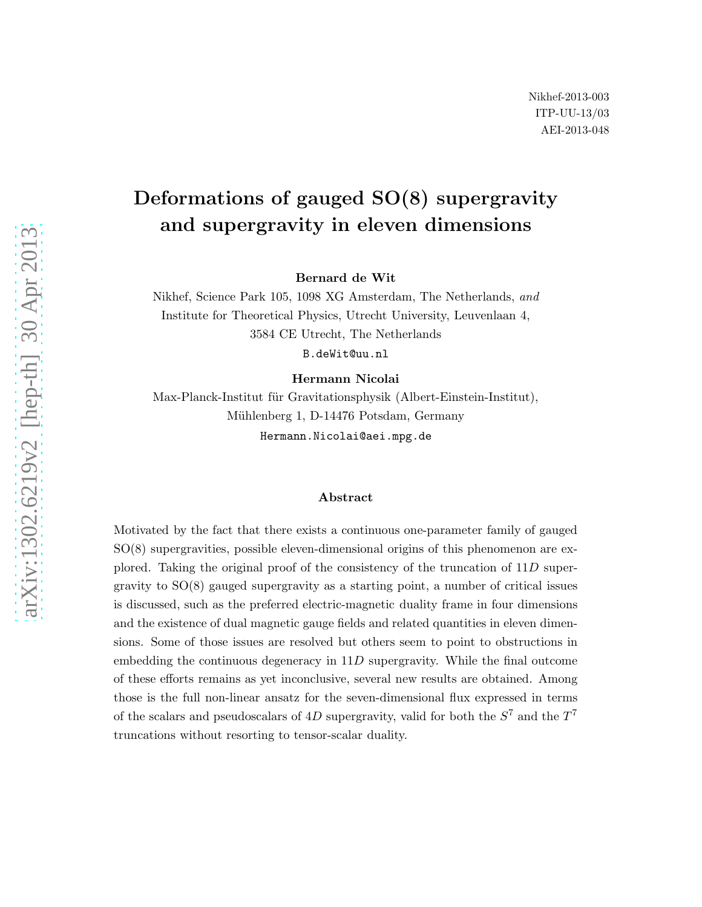Nikhef-2013-003
ITP-UU-13/03
AEI-2013-048

# Deformations of gauged SO(8) supergravity and supergravity in eleven dimensions

**Bernard de Wit**

Nikhef, Science Park 105, 1098 XG Amsterdam, The Netherlands, *and*
Institute for Theoretical Physics, Utrecht University, Leuvenlaan 4,
3584 CE Utrecht, The Netherlands

B.deWit@uu.nl

**Hermann Nicolai**

Max-Planck-Institut für Gravitationsphysik (Albert-Einstein-Institut),
Mühlenberg 1, D-14476 Potsdam, Germany

Hermann.Nicolai@aei.mpg.de

### Abstract

Motivated by the fact that there exists a continuous one-parameter family of gauged SO(8) supergravities, possible eleven-dimensional origins of this phenomenon are explored. Taking the original proof of the consistency of the truncation of $11D$ supergravity to SO(8) gauged supergravity as a starting point, a number of critical issues is discussed, such as the preferred electric-magnetic duality frame in four dimensions and the existence of dual magnetic gauge fields and related quantities in eleven dimensions. Some of those issues are resolved but others seem to point to obstructions in embedding the continuous degeneracy in $11D$ supergravity. While the final outcome of these efforts remains as yet inconclusive, several new results are obtained. Among those is the full non-linear ansatz for the seven-dimensional flux expressed in terms of the scalars and pseudoscalars of $4D$ supergravity, valid for both the $S^7$ and the $T^7$ truncations without resorting to tensor-scalar duality.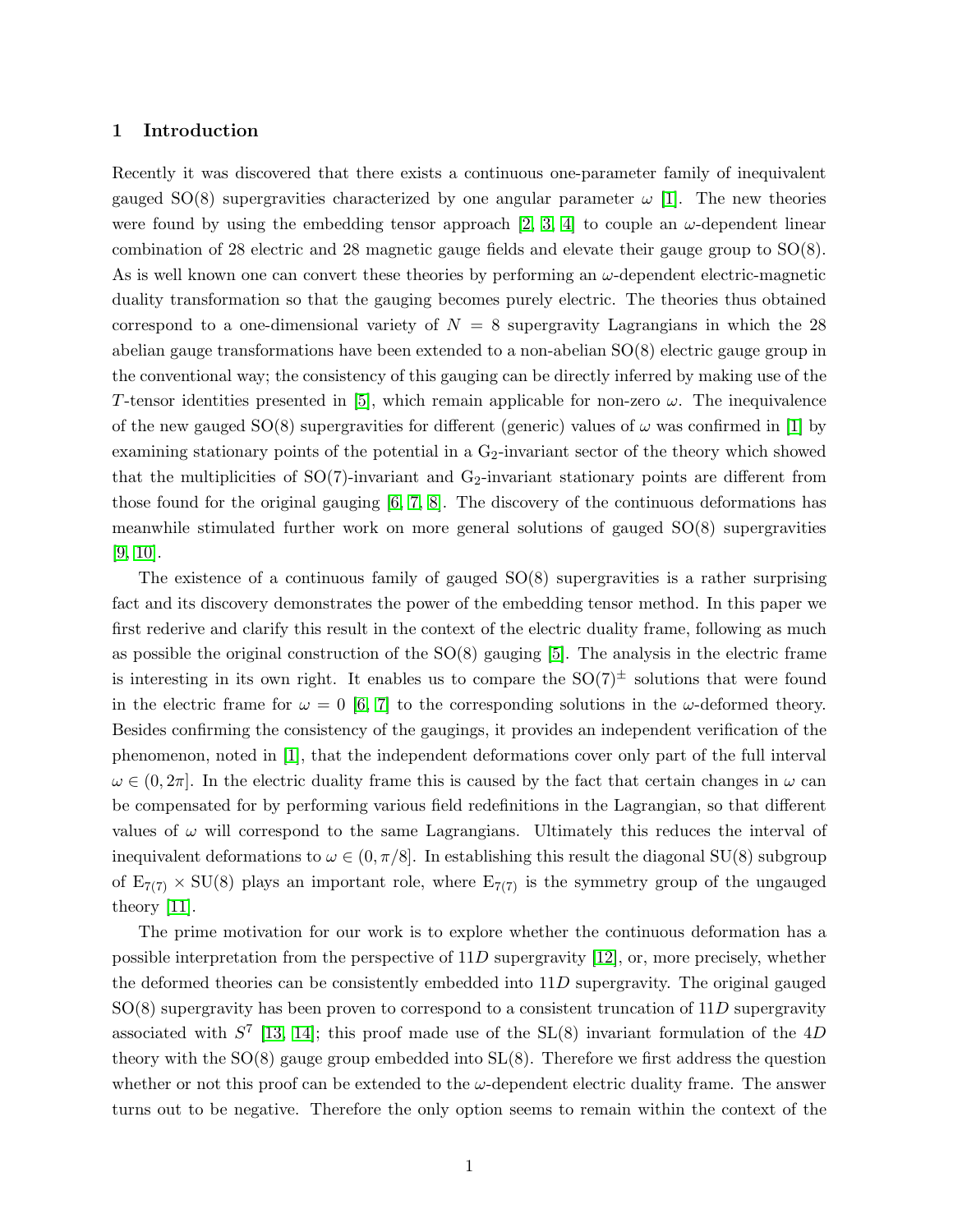## 1 Introduction

Recently it was discovered that there exists a continuous one-parameter family of inequivalent gauged SO(8) supergravities characterized by one angular parameter $\omega$ [1]. The new theories were found by using the embedding tensor approach [2, 3, 4] to couple an $\omega$-dependent linear combination of 28 electric and 28 magnetic gauge fields and elevate their gauge group to SO(8). As is well known one can convert these theories by performing an $\omega$-dependent electric-magnetic duality transformation so that the gauging becomes purely electric. The theories thus obtained correspond to a one-dimensional variety of $N = 8$ supergravity Lagrangians in which the 28 abelian gauge transformations have been extended to a non-abelian SO(8) electric gauge group in the conventional way; the consistency of this gauging can be directly inferred by making use of the $T$-tensor identities presented in [5], which remain applicable for non-zero $\omega$. The inequivalence of the new gauged SO(8) supergravities for different (generic) values of $\omega$ was confirmed in [1] by examining stationary points of the potential in a $\mathrm{G}_2$-invariant sector of the theory which showed that the multiplicities of SO(7)-invariant and $\mathrm{G}_2$-invariant stationary points are different from those found for the original gauging [6, 7, 8]. The discovery of the continuous deformations has meanwhile stimulated further work on more general solutions of gauged SO(8) supergravities [9, 10].

The existence of a continuous family of gauged SO(8) supergravities is a rather surprising fact and its discovery demonstrates the power of the embedding tensor method. In this paper we first rederive and clarify this result in the context of the electric duality frame, following as much as possible the original construction of the SO(8) gauging [5]. The analysis in the electric frame is interesting in its own right. It enables us to compare the $\mathrm{SO}(7)^{\pm}$ solutions that were found in the electric frame for $\omega = 0$ [6, 7] to the corresponding solutions in the $\omega$-deformed theory. Besides confirming the consistency of the gaugings, it provides an independent verification of the phenomenon, noted in [1], that the independent deformations cover only part of the full interval $\omega \in (0, 2\pi]$. In the electric duality frame this is caused by the fact that certain changes in $\omega$ can be compensated for by performing various field redefinitions in the Lagrangian, so that different values of $\omega$ will correspond to the same Lagrangians. Ultimately this reduces the interval of inequivalent deformations to $\omega \in (0, \pi/8]$. In establishing this result the diagonal SU(8) subgroup of $\mathrm{E}_{7(7)} \times \mathrm{SU}(8)$ plays an important role, where $\mathrm{E}_{7(7)}$ is the symmetry group of the ungauged theory [11].

The prime motivation for our work is to explore whether the continuous deformation has a possible interpretation from the perspective of $11D$ supergravity [12], or, more precisely, whether the deformed theories can be consistently embedded into $11D$ supergravity. The original gauged SO(8) supergravity has been proven to correspond to a consistent truncation of $11D$ supergravity associated with $S^7$ [13, 14]; this proof made use of the SL(8) invariant formulation of the $4D$ theory with the SO(8) gauge group embedded into SL(8). Therefore we first address the question whether or not this proof can be extended to the $\omega$-dependent electric duality frame. The answer turns out to be negative. Therefore the only option seems to remain within the context of the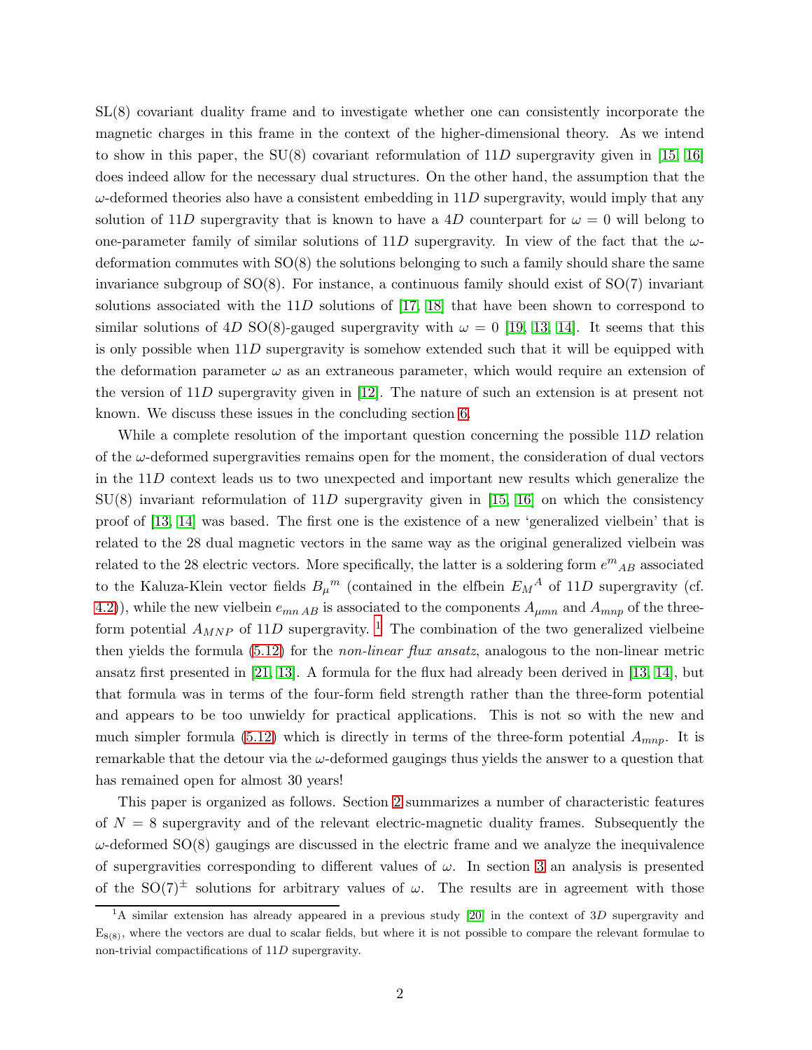SL(8) covariant duality frame and to investigate whether one can consistently incorporate the magnetic charges in this frame in the context of the higher-dimensional theory. As we intend to show in this paper, the SU(8) covariant reformulation of $11D$ supergravity given in [15, 16] does indeed allow for the necessary dual structures. On the other hand, the assumption that the $\omega$-deformed theories also have a consistent embedding in $11D$ supergravity, would imply that any solution of $11D$ supergravity that is known to have a $4D$ counterpart for $\omega = 0$ will belong to one-parameter family of similar solutions of $11D$ supergravity. In view of the fact that the $\omega$-deformation commutes with SO(8) the solutions belonging to such a family should share the same invariance subgroup of SO(8). For instance, a continuous family should exist of SO(7) invariant solutions associated with the $11D$ solutions of [17, 18] that have been shown to correspond to similar solutions of $4D$ SO(8)-gauged supergravity with $\omega = 0$ [19, 13, 14]. It seems that this is only possible when $11D$ supergravity is somehow extended such that it will be equipped with the deformation parameter $\omega$ as an extraneous parameter, which would require an extension of the version of $11D$ supergravity given in [12]. The nature of such an extension is at present not known. We discuss these issues in the concluding section 6.

While a complete resolution of the important question concerning the possible $11D$ relation of the $\omega$-deformed supergravities remains open for the moment, the consideration of dual vectors in the $11D$ context leads us to two unexpected and important new results which generalize the SU(8) invariant reformulation of $11D$ supergravity given in [15, 16] on which the consistency proof of [13, 14] was based. The first one is the existence of a new 'generalized vielbein' that is related to the 28 dual magnetic vectors in the same way as the original generalized vielbein was related to the 28 electric vectors. More specifically, the latter is a soldering form $e^m{}_{AB}$ associated to the Kaluza-Klein vector fields $B_\mu{}^m$ (contained in the elfbein $E_M{}^A$ of $11D$ supergravity (cf. 4.2)), while the new vielbein $e_{mn\,AB}$ is associated to the components $A_{\mu mn}$ and $A_{mnp}$ of the three-form potential $A_{MNP}$ of $11D$ supergravity. [1] The combination of the two generalized vielbeine then yields the formula (5.12) for the *non-linear flux ansatz*, analogous to the non-linear metric ansatz first presented in [21, 13]. A formula for the flux had already been derived in [13, 14], but that formula was in terms of the four-form field strength rather than the three-form potential and appears to be too unwieldy for practical applications. This is not so with the new and much simpler formula (5.12) which is directly in terms of the three-form potential $A_{mnp}$. It is remarkable that the detour via the $\omega$-deformed gaugings thus yields the answer to a question that has remained open for almost 30 years!

This paper is organized as follows. Section 2 summarizes a number of characteristic features of $N = 8$ supergravity and of the relevant electric-magnetic duality frames. Subsequently the $\omega$-deformed SO(8) gaugings are discussed in the electric frame and we analyze the inequivalence of supergravities corresponding to different values of $\omega$. In section 3 an analysis is presented of the SO(7)$^\pm$ solutions for arbitrary values of $\omega$. The results are in agreement with those

[1] A similar extension has already appeared in a previous study [20] in the context of $3D$ supergravity and $E_{8(8)}$, where the vectors are dual to scalar fields, but where it is not possible to compare the relevant formulae to non-trivial compactifications of $11D$ supergravity.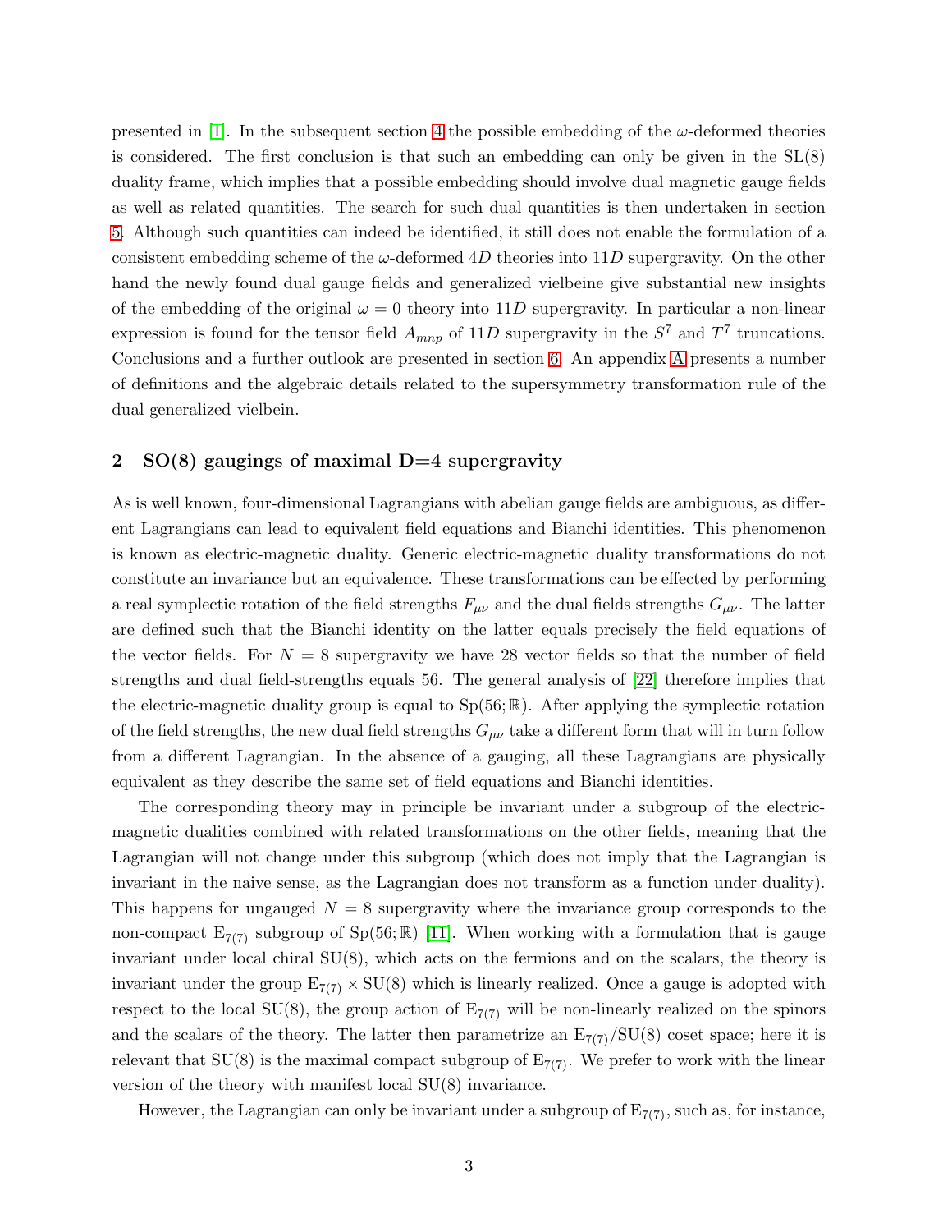presented in [1]. In the subsequent section 4 the possible embedding of the $\omega$-deformed theories is considered. The first conclusion is that such an embedding can only be given in the SL(8) duality frame, which implies that a possible embedding should involve dual magnetic gauge fields as well as related quantities. The search for such dual quantities is then undertaken in section 5. Although such quantities can indeed be identified, it still does not enable the formulation of a consistent embedding scheme of the $\omega$-deformed $4D$ theories into $11D$ supergravity. On the other hand the newly found dual gauge fields and generalized vielbeine give substantial new insights of the embedding of the original $\omega = 0$ theory into $11D$ supergravity. In particular a non-linear expression is found for the tensor field $A_{mnp}$ of $11D$ supergravity in the $S^7$ and $T^7$ truncations. Conclusions and a further outlook are presented in section 6. An appendix A presents a number of definitions and the algebraic details related to the supersymmetry transformation rule of the dual generalized vielbein.

## 2 SO(8) gaugings of maximal D=4 supergravity

As is well known, four-dimensional Lagrangians with abelian gauge fields are ambiguous, as different Lagrangians can lead to equivalent field equations and Bianchi identities. This phenomenon is known as electric-magnetic duality. Generic electric-magnetic duality transformations do not constitute an invariance but an equivalence. These transformations can be effected by performing a real symplectic rotation of the field strengths $F_{\mu\nu}$ and the dual fields strengths $G_{\mu\nu}$. The latter are defined such that the Bianchi identity on the latter equals precisely the field equations of the vector fields. For $N = 8$ supergravity we have 28 vector fields so that the number of field strengths and dual field-strengths equals 56. The general analysis of [22] therefore implies that the electric-magnetic duality group is equal to $\mathrm{Sp}(56;\mathbb{R})$. After applying the symplectic rotation of the field strengths, the new dual field strengths $G_{\mu\nu}$ take a different form that will in turn follow from a different Lagrangian. In the absence of a gauging, all these Lagrangians are physically equivalent as they describe the same set of field equations and Bianchi identities.

The corresponding theory may in principle be invariant under a subgroup of the electric-magnetic dualities combined with related transformations on the other fields, meaning that the Lagrangian will not change under this subgroup (which does not imply that the Lagrangian is invariant in the naive sense, as the Lagrangian does not transform as a function under duality). This happens for ungauged $N = 8$ supergravity where the invariance group corresponds to the non-compact $\mathrm{E}_{7(7)}$ subgroup of $\mathrm{Sp}(56;\mathbb{R})$ [11]. When working with a formulation that is gauge invariant under local chiral SU(8), which acts on the fermions and on the scalars, the theory is invariant under the group $\mathrm{E}_{7(7)} \times \mathrm{SU}(8)$ which is linearly realized. Once a gauge is adopted with respect to the local SU(8), the group action of $\mathrm{E}_{7(7)}$ will be non-linearly realized on the spinors and the scalars of the theory. The latter then parametrize an $\mathrm{E}_{7(7)}/\mathrm{SU}(8)$ coset space; here it is relevant that SU(8) is the maximal compact subgroup of $\mathrm{E}_{7(7)}$. We prefer to work with the linear version of the theory with manifest local SU(8) invariance.

However, the Lagrangian can only be invariant under a subgroup of $\mathrm{E}_{7(7)}$, such as, for instance,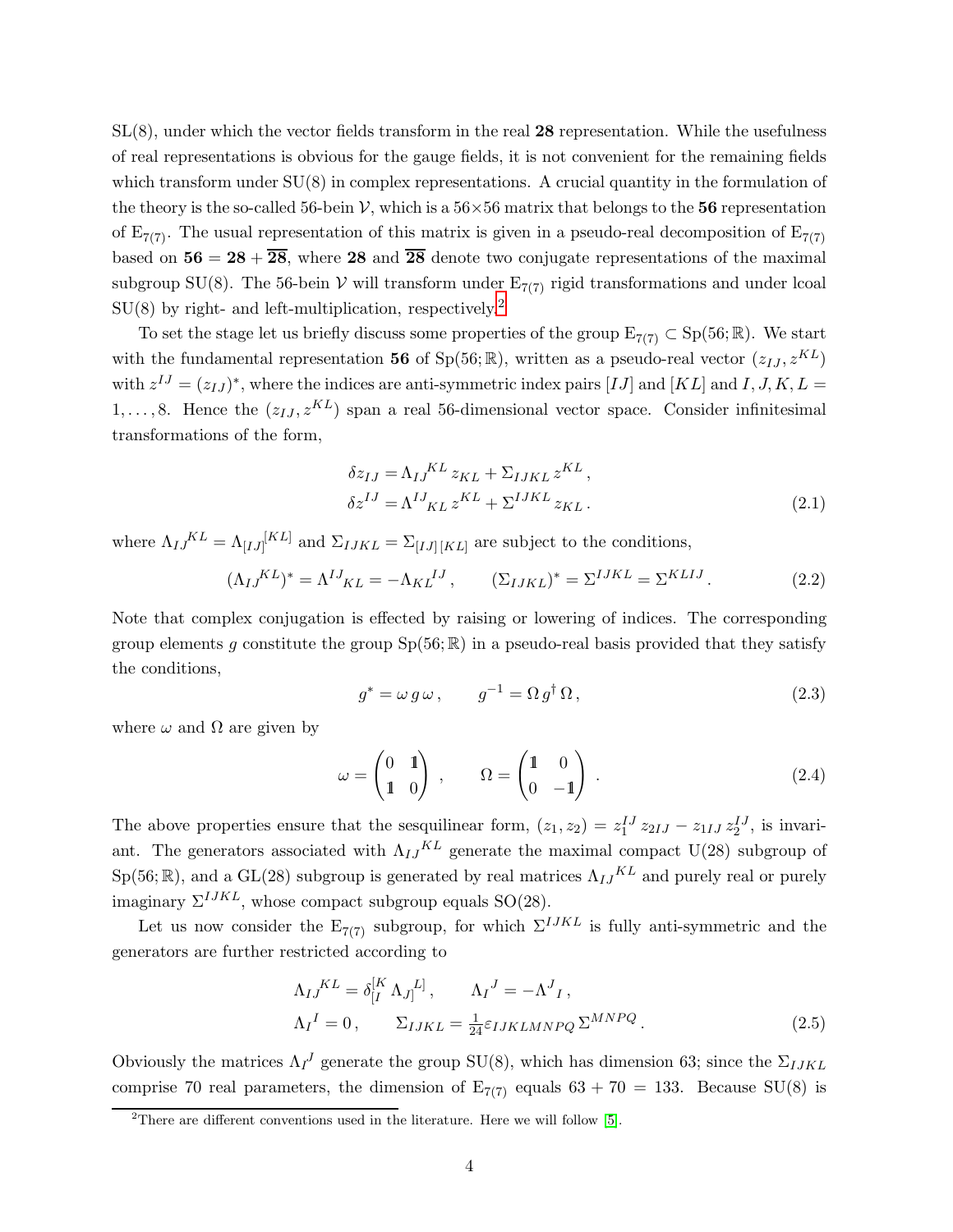SL(8), under which the vector fields transform in the real **28** representation. While the usefulness of real representations is obvious for the gauge fields, it is not convenient for the remaining fields which transform under SU(8) in complex representations. A crucial quantity in the formulation of the theory is the so-called 56-bein $\mathcal{V}$, which is a $56\times 56$ matrix that belongs to the **56** representation of $\mathrm{E}_{7(7)}$. The usual representation of this matrix is given in a pseudo-real decomposition of $\mathrm{E}_{7(7)}$ based on $\mathbf{56} = \mathbf{28} + \overline{\mathbf{28}}$, where $\mathbf{28}$ and $\overline{\mathbf{28}}$ denote two conjugate representations of the maximal subgroup SU(8). The 56-bein $\mathcal{V}$ will transform under $\mathrm{E}_{7(7)}$ rigid transformations and under lcoal SU(8) by right- and left-multiplication, respectively.[2]

To set the stage let us briefly discuss some properties of the group $\mathrm{E}_{7(7)} \subset \mathrm{Sp}(56;\mathbb{R})$. We start with the fundamental representation **56** of $\mathrm{Sp}(56;\mathbb{R})$, written as a pseudo-real vector $(z_{IJ}, z^{KL})$ with $z^{IJ} = (z_{IJ})^*$, where the indices are anti-symmetric index pairs $[IJ]$ and $[KL]$ and $I,J,K,L = 1,\ldots,8$. Hence the $(z_{IJ}, z^{KL})$ span a real 56-dimensional vector space. Consider infinitesimal transformations of the form,

$$
\begin{aligned}
\delta z_{IJ} &= \Lambda_{IJ}{}^{KL}\, z_{KL} + \Sigma_{IJKL}\, z^{KL}\,,\\
\delta z^{IJ} &= \Lambda^{IJ}{}_{KL}\, z^{KL} + \Sigma^{IJKL}\, z_{KL}\,.
\end{aligned} \tag{2.1}
$$

where $\Lambda_{IJ}{}^{KL} = \Lambda_{[IJ]}{}^{[KL]}$ and $\Sigma_{IJKL} = \Sigma_{[IJ]\,[KL]}$ are subject to the conditions,

$$
(\Lambda_{IJ}{}^{KL})^* = \Lambda^{IJ}{}_{KL} = -\Lambda_{KL}{}^{IJ}\,, \qquad (\Sigma_{IJKL})^* = \Sigma^{IJKL} = \Sigma^{KLIJ}\,. \tag{2.2}
$$

Note that complex conjugation is effected by raising or lowering of indices. The corresponding group elements $g$ constitute the group $\mathrm{Sp}(56;\mathbb{R})$ in a pseudo-real basis provided that they satisfy the conditions,

$$
g^* = \omega\, g\, \omega\,, \qquad g^{-1} = \Omega\, g^\dagger\, \Omega\,, \tag{2.3}
$$

where $\omega$ and $\Omega$ are given by

$$
\omega = \begin{pmatrix} 0 & \mathbb{1} \\ \mathbb{1} & 0 \end{pmatrix}\,, \qquad \Omega = \begin{pmatrix} \mathbb{1} & 0 \\ 0 & -\mathbb{1} \end{pmatrix}\,. \tag{2.4}
$$

The above properties ensure that the sesquilinear form, $(z_1, z_2) = z_1^{IJ}\, z_{2IJ} - z_{1IJ}\, z_2^{IJ}$, is invariant. The generators associated with $\Lambda_{IJ}{}^{KL}$ generate the maximal compact U(28) subgroup of $\mathrm{Sp}(56;\mathbb{R})$, and a GL(28) subgroup is generated by real matrices $\Lambda_{IJ}{}^{KL}$ and purely real or purely imaginary $\Sigma^{IJKL}$, whose compact subgroup equals SO(28).

Let us now consider the $\mathrm{E}_{7(7)}$ subgroup, for which $\Sigma^{IJKL}$ is fully anti-symmetric and the generators are further restricted according to

$$
\begin{aligned}
&\Lambda_{IJ}{}^{KL} = \delta_{[I}^{[K}\, \Lambda_{J]}{}^{L]}\,, \qquad \Lambda_I{}^J = -\Lambda^J{}_I\,,\\
&\Lambda_I{}^I = 0\,, \qquad \Sigma_{IJKL} = \tfrac{1}{24}\varepsilon_{IJKLMNPQ}\, \Sigma^{MNPQ}\,.
\end{aligned} \tag{2.5}
$$

Obviously the matrices $\Lambda_I{}^J$ generate the group SU(8), which has dimension 63; since the $\Sigma_{IJKL}$ comprise 70 real parameters, the dimension of $\mathrm{E}_{7(7)}$ equals $63 + 70 = 133$. Because SU(8) is

[2] There are different conventions used in the literature. Here we will follow [5].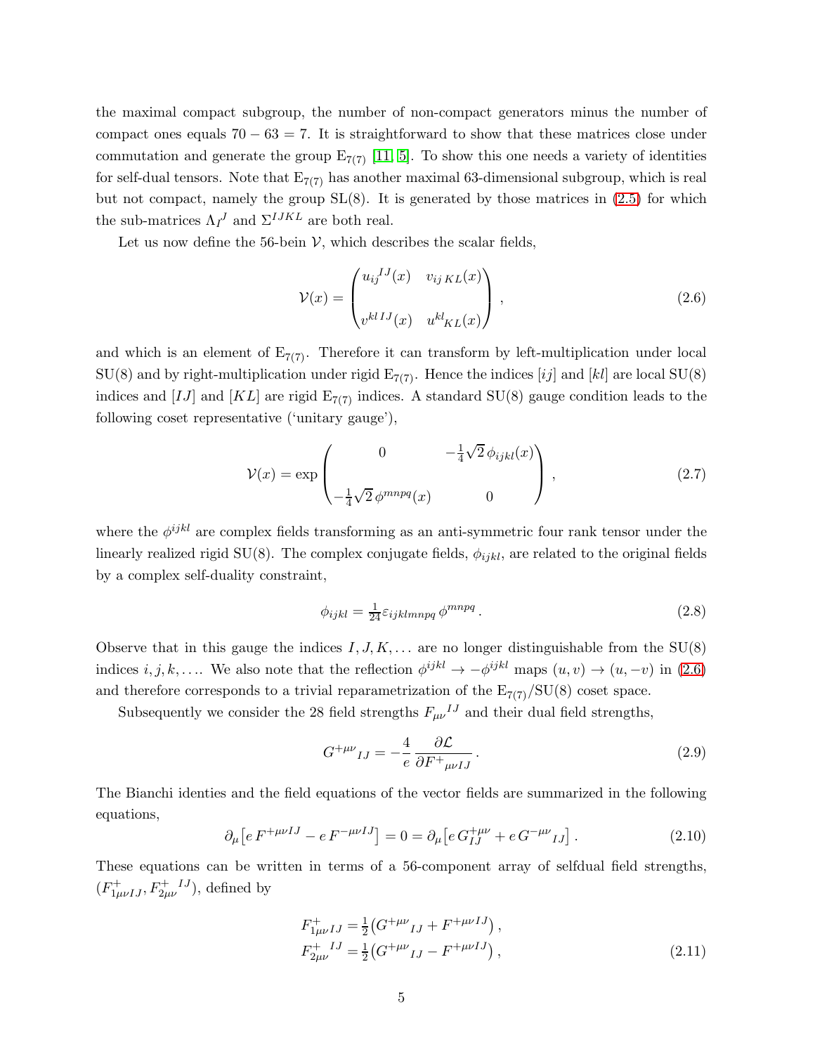the maximal compact subgroup, the number of non-compact generators minus the number of compact ones equals $70 - 63 = 7$. It is straightforward to show that these matrices close under commutation and generate the group $\mathrm{E}_{7(7)}$ [11, 5]. To show this one needs a variety of identities for self-dual tensors. Note that $\mathrm{E}_{7(7)}$ has another maximal 63-dimensional subgroup, which is real but not compact, namely the group SL(8). It is generated by those matrices in (2.5) for which the sub-matrices $\Lambda_I{}^J$ and $\Sigma^{IJKL}$ are both real.

Let us now define the 56-bein $\mathcal{V}$, which describes the scalar fields,

$$\mathcal{V}(x) = \begin{pmatrix} u_{ij}{}^{IJ}(x) & v_{ij\,KL}(x) \\ \\ v^{kl\,IJ}(x) & u^{kl}{}_{KL}(x) \end{pmatrix} , \tag{2.6}$$

and which is an element of $\mathrm{E}_{7(7)}$. Therefore it can transform by left-multiplication under local SU(8) and by right-multiplication under rigid $\mathrm{E}_{7(7)}$. Hence the indices $[ij]$ and $[kl]$ are local SU(8) indices and $[IJ]$ and $[KL]$ are rigid $\mathrm{E}_{7(7)}$ indices. A standard SU(8) gauge condition leads to the following coset representative ('unitary gauge'),

$$\mathcal{V}(x) = \exp \begin{pmatrix} 0 & -\frac{1}{4}\sqrt{2}\,\phi_{ijkl}(x) \\ \\ -\frac{1}{4}\sqrt{2}\,\phi^{mnpq}(x) & 0 \end{pmatrix} , \tag{2.7}$$

where the $\phi^{ijkl}$ are complex fields transforming as an anti-symmetric four rank tensor under the linearly realized rigid SU(8). The complex conjugate fields, $\phi_{ijkl}$, are related to the original fields by a complex self-duality constraint,

$$\phi_{ijkl} = \tfrac{1}{24}\varepsilon_{ijklmnpq}\,\phi^{mnpq} . \tag{2.8}$$

Observe that in this gauge the indices $I, J, K, \ldots$ are no longer distinguishable from the SU(8) indices $i, j, k, \ldots$. We also note that the reflection $\phi^{ijkl} \to -\phi^{ijkl}$ maps $(u, v) \to (u, -v)$ in (2.6) and therefore corresponds to a trivial reparametrization of the $\mathrm{E}_{7(7)}/\mathrm{SU}(8)$ coset space.

Subsequently we consider the 28 field strengths $F_{\mu\nu}{}^{IJ}$ and their dual field strengths,

$$G^{+\mu\nu}{}_{IJ} = -\frac{4}{e}\,\frac{\partial \mathcal{L}}{\partial F^{+}{}_{\mu\nu IJ}} . \tag{2.9}$$

The Bianchi identies and the field equations of the vector fields are summarized in the following equations,

$$\partial_\mu\big[e\,F^{+\mu\nu IJ} - e\,F^{-\mu\nu IJ}\big] = 0 = \partial_\mu\big[e\,G^{+\mu\nu}_{IJ} + e\,G^{-\mu\nu}{}_{IJ}\big] . \tag{2.10}$$

These equations can be written in terms of a 56-component array of selfdual field strengths, $(F^{+}_{1\mu\nu IJ}, F^{+}_{2\mu\nu}{}^{IJ})$, defined by

$$\begin{aligned} F^{+}_{1\mu\nu IJ} &= \tfrac{1}{2}\big(G^{+\mu\nu}{}_{IJ} + F^{+\mu\nu IJ}\big) , \\ F^{+}_{2\mu\nu}{}^{IJ} &= \tfrac{1}{2}\big(G^{+\mu\nu}{}_{IJ} - F^{+\mu\nu IJ}\big) , \end{aligned} \tag{2.11}$$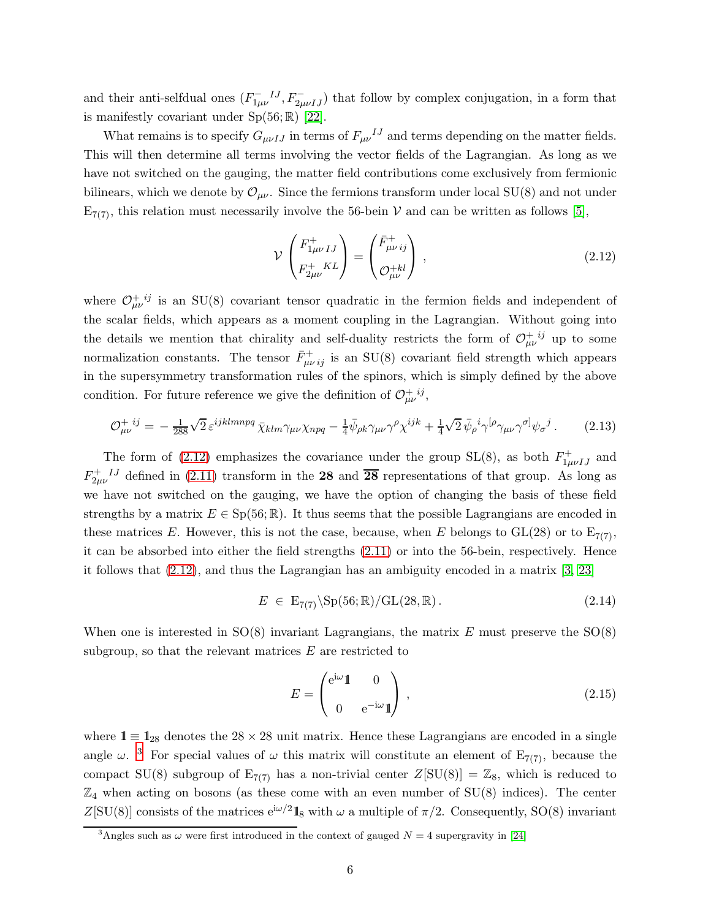and their anti-selfdual ones $(F^{-}_{1\mu\nu}{}^{IJ}, F^{-}_{2\mu\nu IJ})$ that follow by complex conjugation, in a form that is manifestly covariant under $\mathrm{Sp}(56;\mathbb{R})$ [22].

What remains is to specify $G_{\mu\nu IJ}$ in terms of $F_{\mu\nu}{}^{IJ}$ and terms depending on the matter fields. This will then determine all terms involving the vector fields of the Lagrangian. As long as we have not switched on the gauging, the matter field contributions come exclusively from fermionic bilinears, which we denote by $\mathcal{O}_{\mu\nu}$. Since the fermions transform under local SU(8) and not under $\mathrm{E}_{7(7)}$, this relation must necessarily involve the 56-bein $\mathcal{V}$ and can be written as follows [5],

$$\mathcal{V}\begin{pmatrix} F^{+}_{1\mu\nu\,IJ} \\ F^{+}_{2\mu\nu}{}^{KL} \end{pmatrix} = \begin{pmatrix} \bar{F}^{+}_{\mu\nu\,ij} \\ \mathcal{O}^{+kl}_{\mu\nu} \end{pmatrix}, \tag{2.12}$$

where $\mathcal{O}^{+}_{\mu\nu}{}^{ij}$ is an SU(8) covariant tensor quadratic in the fermion fields and independent of the scalar fields, which appears as a moment coupling in the Lagrangian. Without going into the details we mention that chirality and self-duality restricts the form of $\mathcal{O}^{+}_{\mu\nu}{}^{ij}$ up to some normalization constants. The tensor $\bar{F}^{+}_{\mu\nu\,ij}$ is an SU(8) covariant field strength which appears in the supersymmetry transformation rules of the spinors, which is simply defined by the above condition. For future reference we give the definition of $\mathcal{O}^{+}_{\mu\nu}{}^{ij}$,

$$\mathcal{O}^{+}_{\mu\nu}{}^{ij} = -\tfrac{1}{288}\sqrt{2}\,\varepsilon^{ijklmnpq}\,\bar{\chi}_{klm}\gamma_{\mu\nu}\chi_{npq} - \tfrac{1}{4}\bar{\psi}_{\rho k}\gamma_{\mu\nu}\gamma^{\rho}\chi^{ijk} + \tfrac{1}{4}\sqrt{2}\,\bar{\psi}_{\rho}{}^{i}\gamma^{[\rho}\gamma_{\mu\nu}\gamma^{\sigma]}\psi_{\sigma}{}^{j}\,. \tag{2.13}$$

The form of (2.12) emphasizes the covariance under the group SL(8), as both $F^{+}_{1\mu\nu IJ}$ and $F^{+}_{2\mu\nu}{}^{IJ}$ defined in (2.11) transform in the **28** and $\overline{\mathbf{28}}$ representations of that group. As long as we have not switched on the gauging, we have the option of changing the basis of these field strengths by a matrix $E \in \mathrm{Sp}(56;\mathbb{R})$. It thus seems that the possible Lagrangians are encoded in these matrices $E$. However, this is not the case, because, when $E$ belongs to GL(28) or to $\mathrm{E}_{7(7)}$, it can be absorbed into either the field strengths (2.11) or into the 56-bein, respectively. Hence it follows that (2.12), and thus the Lagrangian has an ambiguity encoded in a matrix [3, 23]

$$E \in \mathrm{E}_{7(7)}\backslash\mathrm{Sp}(56;\mathbb{R})/\mathrm{GL}(28,\mathbb{R})\,. \tag{2.14}$$

When one is interested in SO(8) invariant Lagrangians, the matrix $E$ must preserve the SO(8) subgroup, so that the relevant matrices $E$ are restricted to

$$E = \begin{pmatrix} \mathrm{e}^{\mathrm{i}\omega}\mathbb{1} & 0 \\ 0 & \mathrm{e}^{-\mathrm{i}\omega}\mathbb{1} \end{pmatrix}, \tag{2.15}$$

where $\mathbb{1} \equiv \mathbb{1}_{28}$ denotes the $28\times 28$ unit matrix. Hence these Lagrangians are encoded in a single angle $\omega$. [3] For special values of $\omega$ this matrix will constitute an element of $\mathrm{E}_{7(7)}$, because the compact SU(8) subgroup of $\mathrm{E}_{7(7)}$ has a non-trivial center $Z[\mathrm{SU}(8)] = \mathbb{Z}_8$, which is reduced to $\mathbb{Z}_4$ when acting on bosons (as these come with an even number of SU(8) indices). The center $Z[\mathrm{SU}(8)]$ consists of the matrices $\mathrm{e}^{\mathrm{i}\omega/2}\mathbb{1}_8$ with $\omega$ a multiple of $\pi/2$. Consequently, SO(8) invariant

[3] Angles such as $\omega$ were first introduced in the context of gauged $N = 4$ supergravity in [24]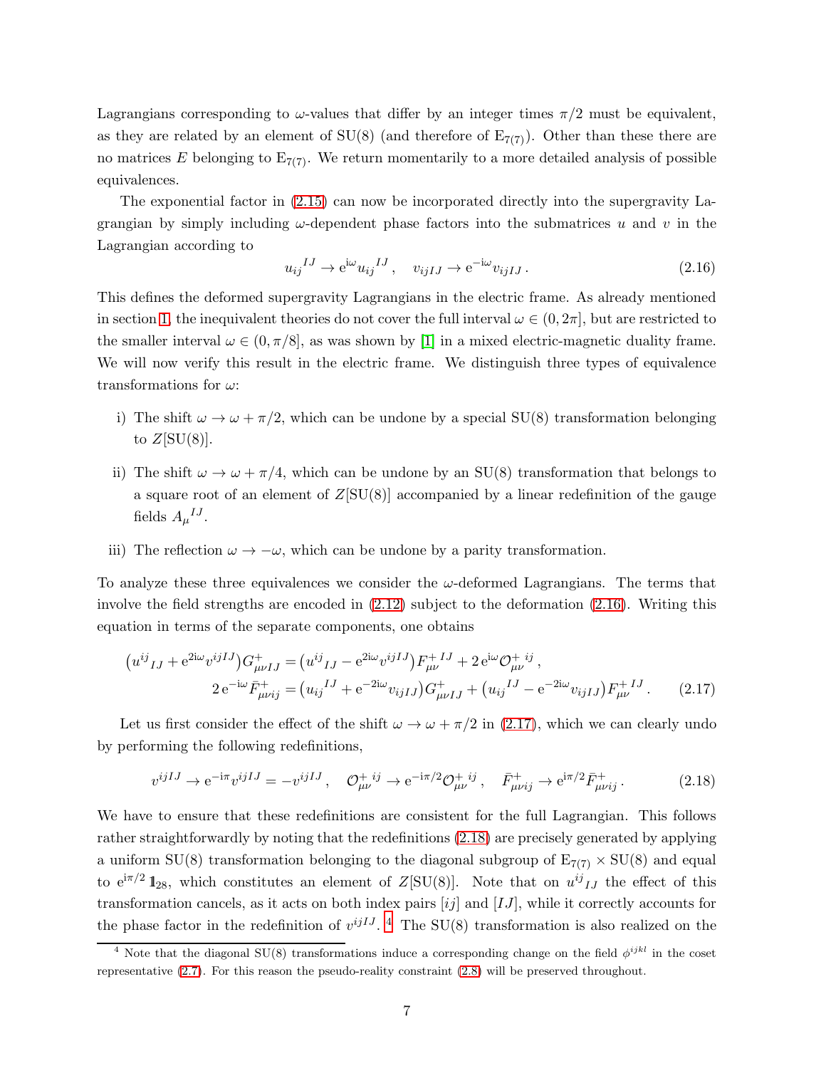Lagrangians corresponding to $\omega$-values that differ by an integer times $\pi/2$ must be equivalent, as they are related by an element of SU(8) (and therefore of $\mathrm{E}_{7(7)}$). Other than these there are no matrices $E$ belonging to $\mathrm{E}_{7(7)}$. We return momentarily to a more detailed analysis of possible equivalences.

The exponential factor in (2.15) can now be incorporated directly into the supergravity Lagrangian by simply including $\omega$-dependent phase factors into the submatrices $u$ and $v$ in the Lagrangian according to

$$u_{ij}{}^{IJ} \to \mathrm{e}^{\mathrm{i}\omega} u_{ij}{}^{IJ}\,, \quad v_{ijIJ} \to \mathrm{e}^{-\mathrm{i}\omega} v_{ijIJ}\,. \tag{2.16}$$

This defines the deformed supergravity Lagrangians in the electric frame. As already mentioned in section 1, the inequivalent theories do not cover the full interval $\omega \in (0, 2\pi]$, but are restricted to the smaller interval $\omega \in (0, \pi/8]$, as was shown by [1] in a mixed electric-magnetic duality frame. We will now verify this result in the electric frame. We distinguish three types of equivalence transformations for $\omega$:

i) The shift $\omega \to \omega + \pi/2$, which can be undone by a special SU(8) transformation belonging to $Z[\mathrm{SU}(8)]$.

ii) The shift $\omega \to \omega + \pi/4$, which can be undone by an SU(8) transformation that belongs to a square root of an element of $Z[\mathrm{SU}(8)]$ accompanied by a linear redefinition of the gauge fields $A_\mu{}^{IJ}$.

iii) The reflection $\omega \to -\omega$, which can be undone by a parity transformation.

To analyze these three equivalences we consider the $\omega$-deformed Lagrangians. The terms that involve the field strengths are encoded in (2.12) subject to the deformation (2.16). Writing this equation in terms of the separate components, one obtains

$$\begin{aligned}
\big(u^{ij}{}_{IJ} + \mathrm{e}^{2\mathrm{i}\omega} v^{ijIJ}\big) G^{+}_{\mu\nu IJ} &= \big(u^{ij}{}_{IJ} - \mathrm{e}^{2\mathrm{i}\omega} v^{ijIJ}\big) F^{+\,IJ}_{\mu\nu} + 2\,\mathrm{e}^{\mathrm{i}\omega} \mathcal{O}^{+\,ij}_{\mu\nu}\,, \\
2\,\mathrm{e}^{-\mathrm{i}\omega} \bar{F}^{+}_{\mu\nu ij} &= \big(u_{ij}{}^{IJ} + \mathrm{e}^{-2\mathrm{i}\omega} v_{ijIJ}\big) G^{+}_{\mu\nu IJ} + \big(u_{ij}{}^{IJ} - \mathrm{e}^{-2\mathrm{i}\omega} v_{ijIJ}\big) F^{+\,IJ}_{\mu\nu}\,.
\end{aligned} \tag{2.17}$$

Let us first consider the effect of the shift $\omega \to \omega + \pi/2$ in (2.17), which we can clearly undo by performing the following redefinitions,

$$v^{ijIJ} \to \mathrm{e}^{-\mathrm{i}\pi} v^{ijIJ} = -v^{ijIJ}\,, \quad \mathcal{O}^{+\,ij}_{\mu\nu} \to \mathrm{e}^{-\mathrm{i}\pi/2} \mathcal{O}^{+\,ij}_{\mu\nu}\,, \quad \bar{F}^{+}_{\mu\nu ij} \to \mathrm{e}^{\mathrm{i}\pi/2} \bar{F}^{+}_{\mu\nu ij}\,. \tag{2.18}$$

We have to ensure that these redefinitions are consistent for the full Lagrangian. This follows rather straightforwardly by noting that the redefinitions (2.18) are precisely generated by applying a uniform SU(8) transformation belonging to the diagonal subgroup of $\mathrm{E}_{7(7)} \times \mathrm{SU}(8)$ and equal to $\mathrm{e}^{\mathrm{i}\pi/2}\, \mathbb{1}_{28}$, which constitutes an element of $Z[\mathrm{SU}(8)]$. Note that on $u^{ij}{}_{IJ}$ the effect of this transformation cancels, as it acts on both index pairs $[ij]$ and $[IJ]$, while it correctly accounts for the phase factor in the redefinition of $v^{ijIJ}$. [4] The SU(8) transformation is also realized on the

[4] Note that the diagonal SU(8) transformations induce a corresponding change on the field $\phi^{ijkl}$ in the coset representative (2.7). For this reason the pseudo-reality constraint (2.8) will be preserved throughout.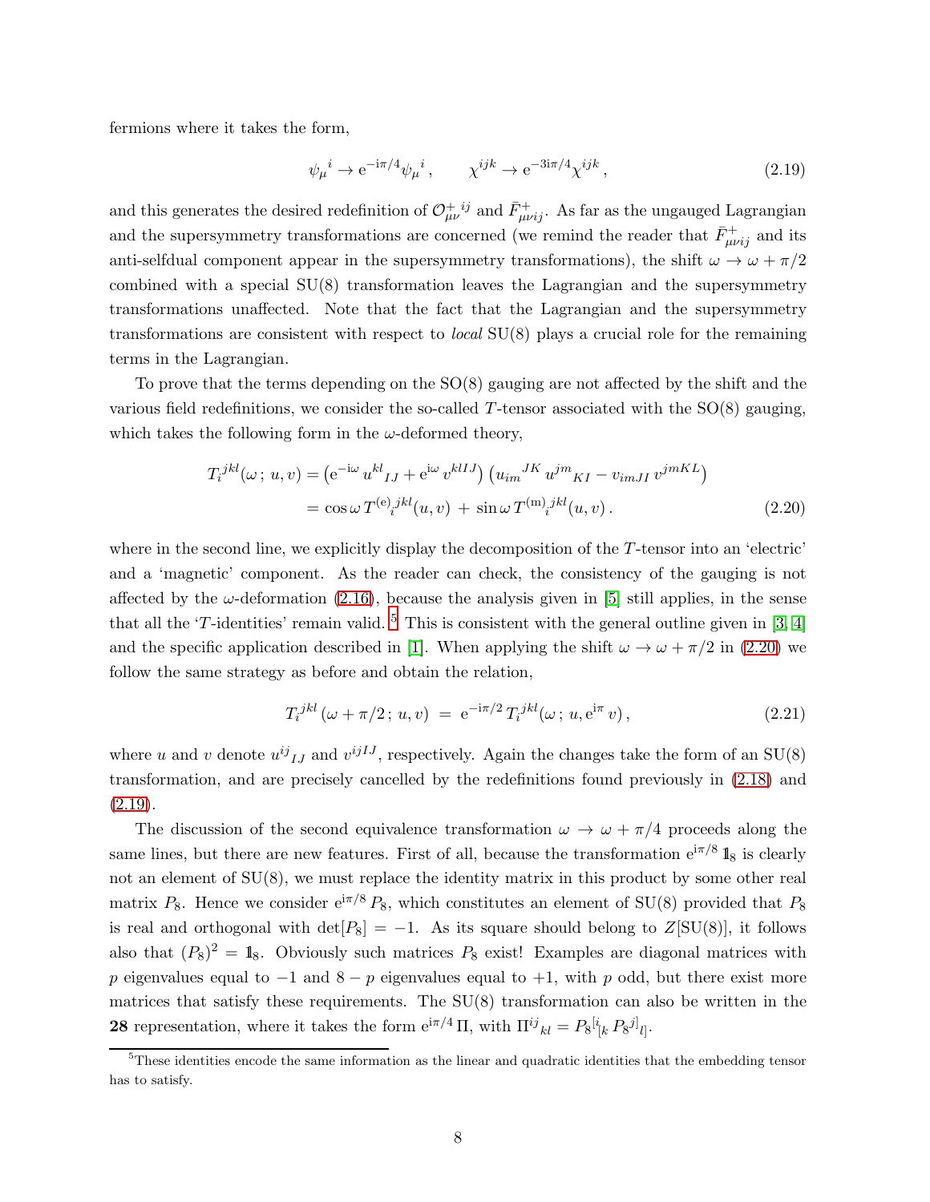fermions where it takes the form,

$$\psi_\mu{}^i \to \mathrm{e}^{-\mathrm{i}\pi/4}\psi_\mu{}^i\,, \qquad \chi^{ijk} \to \mathrm{e}^{-3\mathrm{i}\pi/4}\chi^{ijk}\,, \tag{2.19}$$

and this generates the desired redefinition of $\mathcal{O}^{+}_{\mu\nu}{}^{ij}$ and $\bar F^{+}_{\mu\nu ij}$. As far as the ungauged Lagrangian and the supersymmetry transformations are concerned (we remind the reader that $\bar F^{+}_{\mu\nu ij}$ and its anti-selfdual component appear in the supersymmetry transformations), the shift $\omega \to \omega + \pi/2$ combined with a special SU(8) transformation leaves the Lagrangian and the supersymmetry transformations unaffected. Note that the fact that the Lagrangian and the supersymmetry transformations are consistent with respect to *local* SU(8) plays a crucial role for the remaining terms in the Lagrangian.

To prove that the terms depending on the SO(8) gauging are not affected by the shift and the various field redefinitions, we consider the so-called $T$-tensor associated with the SO(8) gauging, which takes the following form in the $\omega$-deformed theory,

$$\begin{aligned} T_i{}^{jkl}(\omega\,;\,u,v) &= \left(\mathrm{e}^{-\mathrm{i}\omega}\, u^{kl}{}_{IJ} + \mathrm{e}^{\mathrm{i}\omega}\, v^{klIJ}\right)\left(u_{im}{}^{JK}\, u^{jm}{}_{KI} - v_{imJI}\, v^{jmKL}\right) \\ &= \cos\omega\, T^{(\mathrm{e})}{}_i{}^{jkl}(u,v) \,+\, \sin\omega\, T^{(\mathrm{m})}{}_i{}^{jkl}(u,v)\,. \end{aligned} \tag{2.20}$$

where in the second line, we explicitly display the decomposition of the $T$-tensor into an 'electric' and a 'magnetic' component. As the reader can check, the consistency of the gauging is not affected by the $\omega$-deformation (2.16), because the analysis given in [5] still applies, in the sense that all the '$T$-identities' remain valid. [5] This is consistent with the general outline given in [3, 4] and the specific application described in [1]. When applying the shift $\omega \to \omega + \pi/2$ in (2.20) we follow the same strategy as before and obtain the relation,

$$T_i^{jkl}\,(\omega + \pi/2\,;\,u,v) \;=\; \mathrm{e}^{-\mathrm{i}\pi/2}\, T_i^{jkl}(\omega\,;\,u,\mathrm{e}^{\mathrm{i}\pi}\,v)\,, \tag{2.21}$$

where $u$ and $v$ denote $u^{ij}{}_{IJ}$ and $v^{ijIJ}$, respectively. Again the changes take the form of an SU(8) transformation, and are precisely cancelled by the redefinitions found previously in (2.18) and (2.19).

The discussion of the second equivalence transformation $\omega \to \omega + \pi/4$ proceeds along the same lines, but there are new features. First of all, because the transformation $\mathrm{e}^{\mathrm{i}\pi/8}\,\mathbb{1}_8$ is clearly not an element of SU(8), we must replace the identity matrix in this product by some other real matrix $P_8$. Hence we consider $\mathrm{e}^{\mathrm{i}\pi/8}\,P_8$, which constitutes an element of SU(8) provided that $P_8$ is real and orthogonal with $\det[P_8] = -1$. As its square should belong to $Z[\mathrm{SU}(8)]$, it follows also that $(P_8)^2 = \mathbb{1}_8$. Obviously such matrices $P_8$ exist! Examples are diagonal matrices with $p$ eigenvalues equal to $-1$ and $8-p$ eigenvalues equal to $+1$, with $p$ odd, but there exist more matrices that satisfy these requirements. The SU(8) transformation can also be written in the **28** representation, where it takes the form $\mathrm{e}^{\mathrm{i}\pi/4}\,\Pi$, with $\Pi^{ij}{}_{kl} = P_8{}^{[i}{}_{[k}\, P_8{}^{j]}{}_{l]}$.

[5] These identities encode the same information as the linear and quadratic identities that the embedding tensor has to satisfy.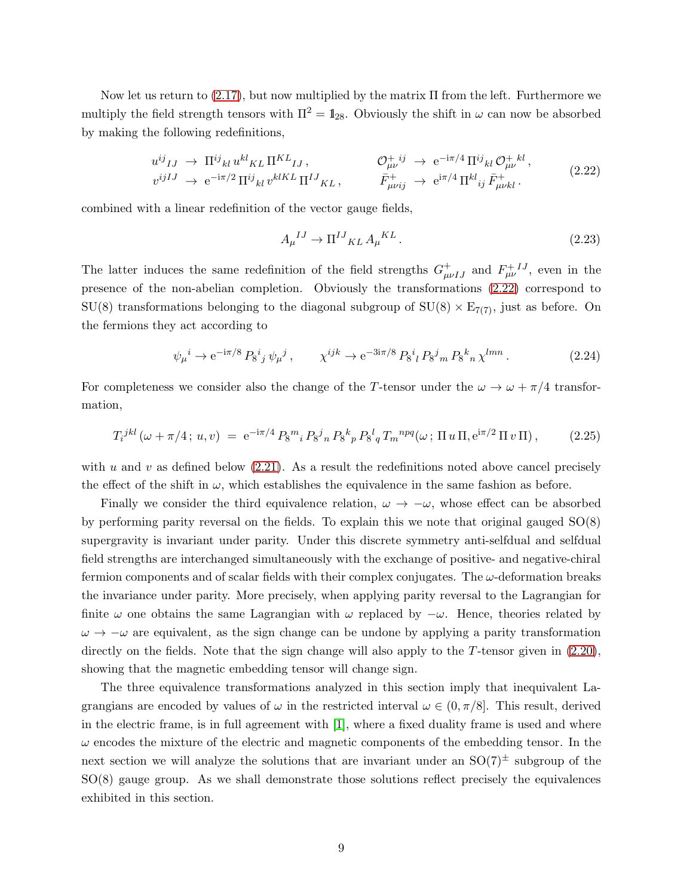Now let us return to (2.17), but now multiplied by the matrix $\Pi$ from the left. Furthermore we multiply the field strength tensors with $\Pi^2 = \mathbb{1}_{28}$. Obviously the shift in $\omega$ can now be absorbed by making the following redefinitions,

$$
\begin{aligned}
u^{ij}{}_{IJ} &\to \Pi^{ij}{}_{kl}\, u^{kl}{}_{KL}\, \Pi^{KL}{}_{IJ}\,, &\qquad \mathcal{O}^{+\,ij}_{\mu\nu} &\to \mathrm{e}^{-\mathrm{i}\pi/4}\, \Pi^{ij}{}_{kl}\, \mathcal{O}^{+\,kl}_{\mu\nu}\,, \\
v^{ijIJ} &\to \mathrm{e}^{-\mathrm{i}\pi/2}\, \Pi^{ij}{}_{kl}\, v^{klKL}\, \Pi^{IJ}{}_{KL}\,, &\qquad \bar{F}^{+}_{\mu\nu ij} &\to \mathrm{e}^{\mathrm{i}\pi/4}\, \Pi^{kl}{}_{ij}\, \bar{F}^{+}_{\mu\nu kl}\,.
\end{aligned}
\tag{2.22}
$$

combined with a linear redefinition of the vector gauge fields,

$$
A_\mu{}^{IJ} \to \Pi^{IJ}{}_{KL}\, A_\mu{}^{KL}\,. \tag{2.23}
$$

The latter induces the same redefinition of the field strengths $G^{+}_{\mu\nu IJ}$ and $F^{+\,IJ}_{\mu\nu}$, even in the presence of the non-abelian completion. Obviously the transformations (2.22) correspond to SU(8) transformations belonging to the diagonal subgroup of $\mathrm{SU}(8)\times \mathrm{E}_{7(7)}$, just as before. On the fermions they act according to

$$
\psi_\mu{}^i \to \mathrm{e}^{-\mathrm{i}\pi/8}\, P_8{}^i{}_j\, \psi_\mu{}^j\,, \qquad \chi^{ijk} \to \mathrm{e}^{-3\mathrm{i}\pi/8}\, P_8{}^i{}_l\, P_8{}^j{}_m\, P_8{}^k{}_n\, \chi^{lmn}\,. \tag{2.24}
$$

For completeness we consider also the change of the $T$-tensor under the $\omega \to \omega + \pi/4$ transformation,

$$
T_i{}^{jkl}(\omega + \pi/4\,;\, u, v) \;=\; \mathrm{e}^{-\mathrm{i}\pi/4}\, P_8{}^m{}_i\, P_8{}^j{}_n\, P_8{}^k{}_p\, P_8{}^l{}_q\, T_m{}^{npq}(\omega\,;\, \Pi\, u\, \Pi, \mathrm{e}^{\mathrm{i}\pi/2}\, \Pi\, v\, \Pi)\,, \tag{2.25}
$$

with $u$ and $v$ as defined below (2.21). As a result the redefinitions noted above cancel precisely the effect of the shift in $\omega$, which establishes the equivalence in the same fashion as before.

Finally we consider the third equivalence relation, $\omega \to -\omega$, whose effect can be absorbed by performing parity reversal on the fields. To explain this we note that original gauged SO(8) supergravity is invariant under parity. Under this discrete symmetry anti-selfdual and selfdual field strengths are interchanged simultaneously with the exchange of positive- and negative-chiral fermion components and of scalar fields with their complex conjugates. The $\omega$-deformation breaks the invariance under parity. More precisely, when applying parity reversal to the Lagrangian for finite $\omega$ one obtains the same Lagrangian with $\omega$ replaced by $-\omega$. Hence, theories related by $\omega \to -\omega$ are equivalent, as the sign change can be undone by applying a parity transformation directly on the fields. Note that the sign change will also apply to the $T$-tensor given in (2.20), showing that the magnetic embedding tensor will change sign.

The three equivalence transformations analyzed in this section imply that inequivalent Lagrangians are encoded by values of $\omega$ in the restricted interval $\omega \in (0, \pi/8]$. This result, derived in the electric frame, is in full agreement with [1], where a fixed duality frame is used and where $\omega$ encodes the mixture of the electric and magnetic components of the embedding tensor. In the next section we will analyze the solutions that are invariant under an $\mathrm{SO}(7)^{\pm}$ subgroup of the SO(8) gauge group. As we shall demonstrate those solutions reflect precisely the equivalences exhibited in this section.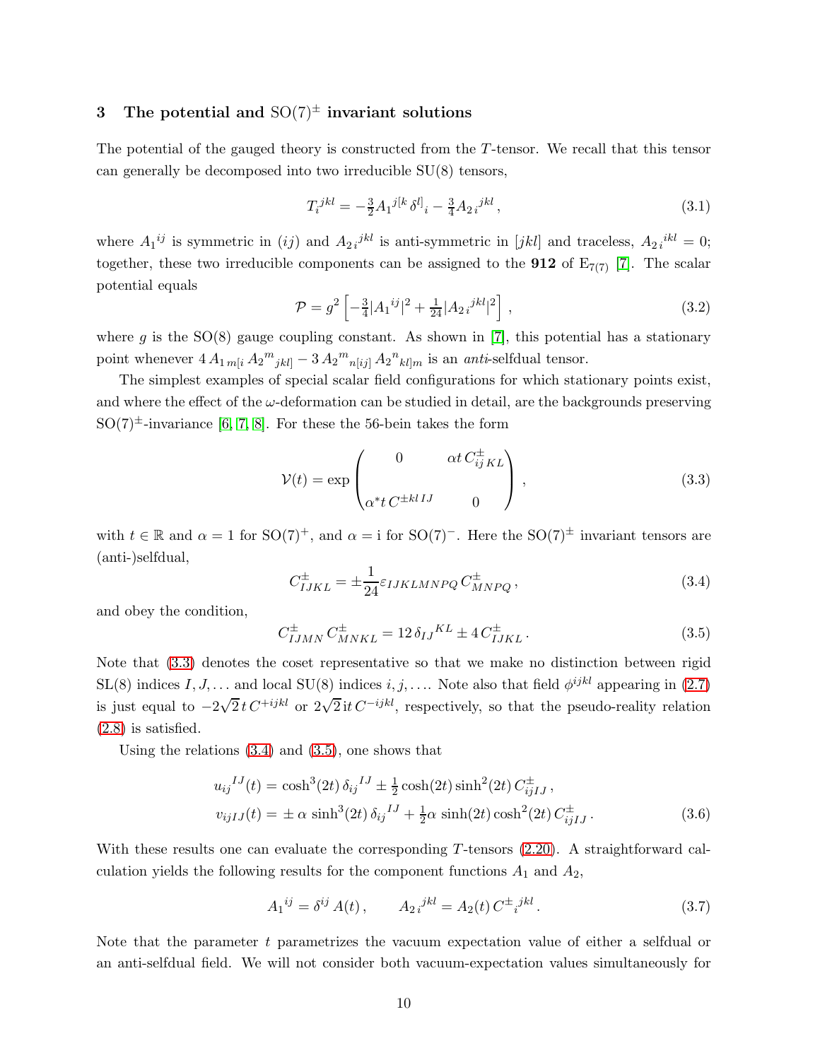## 3 The potential and $\mathrm{SO}(7)^{\pm}$ invariant solutions

The potential of the gauged theory is constructed from the $T$-tensor. We recall that this tensor can generally be decomposed into two irreducible SU(8) tensors,

$$T_i^{\,jkl} = -\tfrac{3}{2} A_1{}^{j[k}\,\delta^{l]}{}_i - \tfrac{3}{4} A_{2\,i}{}^{jkl}\,, \tag{3.1}$$

where $A_1{}^{ij}$ is symmetric in $(ij)$ and $A_{2\,i}{}^{jkl}$ is anti-symmetric in $[jkl]$ and traceless, $A_{2\,i}{}^{ikl} = 0$; together, these two irreducible components can be assigned to the **912** of $\mathrm{E}_{7(7)}$ [7]. The scalar potential equals

$$\mathcal{P} = g^2 \left[ -\tfrac{3}{4} |A_1{}^{ij}|^2 + \tfrac{1}{24} |A_{2\,i}{}^{jkl}|^2 \right] , \tag{3.2}$$

where $g$ is the SO(8) gauge coupling constant. As shown in [7], this potential has a stationary point whenever $4\, A_{1\,m[i}\, A_2{}^m{}_{jkl]} - 3\, A_2{}^m{}_{n[ij]}\, A_2{}^n{}_{kl]m}$ is an *anti*-selfdual tensor.

The simplest examples of special scalar field configurations for which stationary points exist, and where the effect of the $\omega$-deformation can be studied in detail, are the backgrounds preserving $\mathrm{SO}(7)^{\pm}$-invariance [6, 7, 8]. For these the 56-bein takes the form

$$\mathcal{V}(t) = \exp \begin{pmatrix} 0 & \alpha t\, C^{\pm}_{ij\,KL} \\ \alpha^* t\, C^{\pm kl\,IJ} & 0 \end{pmatrix} , \tag{3.3}$$

with $t \in \mathbb{R}$ and $\alpha = 1$ for $\mathrm{SO}(7)^+$, and $\alpha = \mathrm{i}$ for $\mathrm{SO}(7)^-$. Here the $\mathrm{SO}(7)^{\pm}$ invariant tensors are (anti-)selfdual,

$$C^{\pm}_{IJKL} = \pm \frac{1}{24} \varepsilon_{IJKLMNPQ}\, C^{\pm}_{MNPQ}\,, \tag{3.4}$$

and obey the condition,

$$C^{\pm}_{IJMN}\, C^{\pm}_{MNKL} = 12\, \delta_{IJ}{}^{KL} \pm 4\, C^{\pm}_{IJKL}\,. \tag{3.5}$$

Note that (3.3) denotes the coset representative so that we make no distinction between rigid SL(8) indices $I, J, \ldots$ and local SU(8) indices $i, j, \ldots$. Note also that field $\phi^{ijkl}$ appearing in (2.7) is just equal to $-2\sqrt{2}\, t\, C^{+ijkl}$ or $2\sqrt{2}\, \mathrm{i} t\, C^{-ijkl}$, respectively, so that the pseudo-reality relation (2.8) is satisfied.

Using the relations (3.4) and (3.5), one shows that

$$\begin{aligned} u_{ij}{}^{IJ}(t) &= \cosh^3(2t)\, \delta_{ij}{}^{IJ} \pm \tfrac{1}{2} \cosh(2t) \sinh^2(2t)\, C^{\pm}_{ijIJ}\,, \\ v_{ijIJ}(t) &= \pm\, \alpha\, \sinh^3(2t)\, \delta_{ij}{}^{IJ} + \tfrac{1}{2} \alpha\, \sinh(2t) \cosh^2(2t)\, C^{\pm}_{ijIJ}\,. \end{aligned} \tag{3.6}$$

With these results one can evaluate the corresponding $T$-tensors (2.20). A straightforward calculation yields the following results for the component functions $A_1$ and $A_2$,

$$A_1{}^{ij} = \delta^{ij}\, A(t)\,, \qquad A_{2\,i}{}^{jkl} = A_2(t)\, C^{\pm}{}_i{}^{jkl}\,. \tag{3.7}$$

Note that the parameter $t$ parametrizes the vacuum expectation value of either a selfdual or an anti-selfdual field. We will not consider both vacuum-expectation values simultaneously for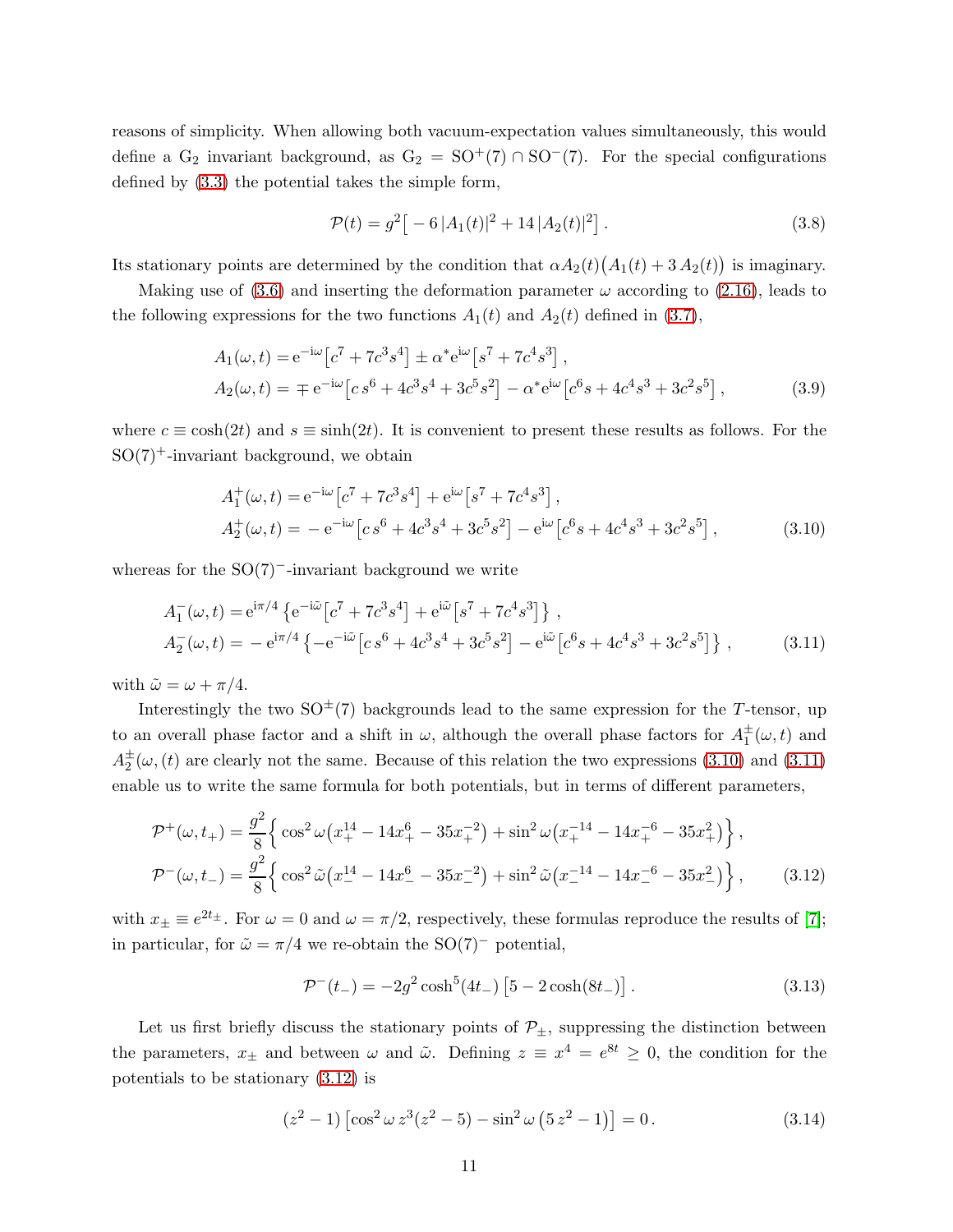reasons of simplicity. When allowing both vacuum-expectation values simultaneously, this would define a $\mathrm{G}_2$ invariant background, as $\mathrm{G}_2 = \mathrm{SO}^+(7) \cap \mathrm{SO}^-(7)$. For the special configurations defined by (3.3) the potential takes the simple form,

$$\mathcal{P}(t) = g^2\big[ -6\,|A_1(t)|^2 + 14\,|A_2(t)|^2\big]\,. \tag{3.8}$$

Its stationary points are determined by the condition that $\alpha A_2(t)\big(A_1(t) + 3\,A_2(t)\big)$ is imaginary.

Making use of (3.6) and inserting the deformation parameter $\omega$ according to (2.16), leads to the following expressions for the two functions $A_1(t)$ and $A_2(t)$ defined in (3.7),

$$\begin{aligned}
A_1(\omega,t) &= \mathrm{e}^{-\mathrm{i}\omega}\big[c^7 + 7c^3s^4\big] \pm \alpha^*\mathrm{e}^{\mathrm{i}\omega}\big[s^7 + 7c^4s^3\big]\,,\\
A_2(\omega,t) &= \mp\,\mathrm{e}^{-\mathrm{i}\omega}\big[c\,s^6 + 4c^3s^4 + 3c^5s^2\big] - \alpha^*\mathrm{e}^{\mathrm{i}\omega}\big[c^6s + 4c^4s^3 + 3c^2s^5\big]\,,
\end{aligned} \tag{3.9}$$

where $c \equiv \cosh(2t)$ and $s \equiv \sinh(2t)$. It is convenient to present these results as follows. For the $\mathrm{SO}(7)^+$-invariant background, we obtain

$$\begin{aligned}
A_1^+(\omega,t) &= \mathrm{e}^{-\mathrm{i}\omega}\big[c^7 + 7c^3s^4\big] + \mathrm{e}^{\mathrm{i}\omega}\big[s^7 + 7c^4s^3\big]\,,\\
A_2^+(\omega,t) &= -\,\mathrm{e}^{-\mathrm{i}\omega}\big[c\,s^6 + 4c^3s^4 + 3c^5s^2\big] - \mathrm{e}^{\mathrm{i}\omega}\big[c^6s + 4c^4s^3 + 3c^2s^5\big]\,,
\end{aligned} \tag{3.10}$$

whereas for the $\mathrm{SO}(7)^-$-invariant background we write

$$\begin{aligned}
A_1^-(\omega,t) &= \mathrm{e}^{\mathrm{i}\pi/4}\left\{\mathrm{e}^{-\mathrm{i}\tilde\omega}\big[c^7 + 7c^3s^4\big] + \mathrm{e}^{\mathrm{i}\tilde\omega}\big[s^7 + 7c^4s^3\big]\right\}\,,\\
A_2^-(\omega,t) &= -\,\mathrm{e}^{\mathrm{i}\pi/4}\left\{-\mathrm{e}^{-\mathrm{i}\tilde\omega}\big[c\,s^6 + 4c^3s^4 + 3c^5s^2\big] - \mathrm{e}^{\mathrm{i}\tilde\omega}\big[c^6s + 4c^4s^3 + 3c^2s^5\big]\right\}\,,
\end{aligned} \tag{3.11}$$

with $\tilde\omega = \omega + \pi/4$.

Interestingly the two $\mathrm{SO}^\pm(7)$ backgrounds lead to the same expression for the $T$-tensor, up to an overall phase factor and a shift in $\omega$, although the overall phase factors for $A_1^\pm(\omega,t)$ and $A_2^\pm(\omega,(t)$ are clearly not the same. Because of this relation the two expressions (3.10) and (3.11) enable us to write the same formula for both potentials, but in terms of different parameters,

$$\begin{aligned}
\mathcal{P}^+(\omega,t_+) &= \frac{g^2}{8}\Big\{\cos^2\omega\big(x_+^{14} - 14x_+^6 - 35x_+^{-2}\big) + \sin^2\omega\big(x_+^{-14} - 14x_+^{-6} - 35x_+^2\big)\Big\}\,,\\
\mathcal{P}^-(\omega,t_-) &= \frac{g^2}{8}\Big\{\cos^2\tilde\omega\big(x_-^{14} - 14x_-^6 - 35x_-^{-2}\big) + \sin^2\tilde\omega\big(x_-^{-14} - 14x_-^{-6} - 35x_-^2\big)\Big\}\,,
\end{aligned} \tag{3.12}$$

with $x_\pm \equiv e^{2t_\pm}$. For $\omega = 0$ and $\omega = \pi/2$, respectively, these formulas reproduce the results of [7]; in particular, for $\tilde\omega = \pi/4$ we re-obtain the $\mathrm{SO}(7)^-$ potential,

$$\mathcal{P}^-(t_-) = -2g^2\cosh^5(4t_-)\big[5 - 2\cosh(8t_-)\big]\,. \tag{3.13}$$

Let us first briefly discuss the stationary points of $\mathcal{P}_\pm$, suppressing the distinction between the parameters, $x_\pm$ and between $\omega$ and $\tilde\omega$. Defining $z \equiv x^4 = e^{8t} \geq 0$, the condition for the potentials to be stationary (3.12) is

$$(z^2-1)\big[\cos^2\omega\, z^3(z^2-5) - \sin^2\omega\,\big(5\,z^2-1\big)\big] = 0\,. \tag{3.14}$$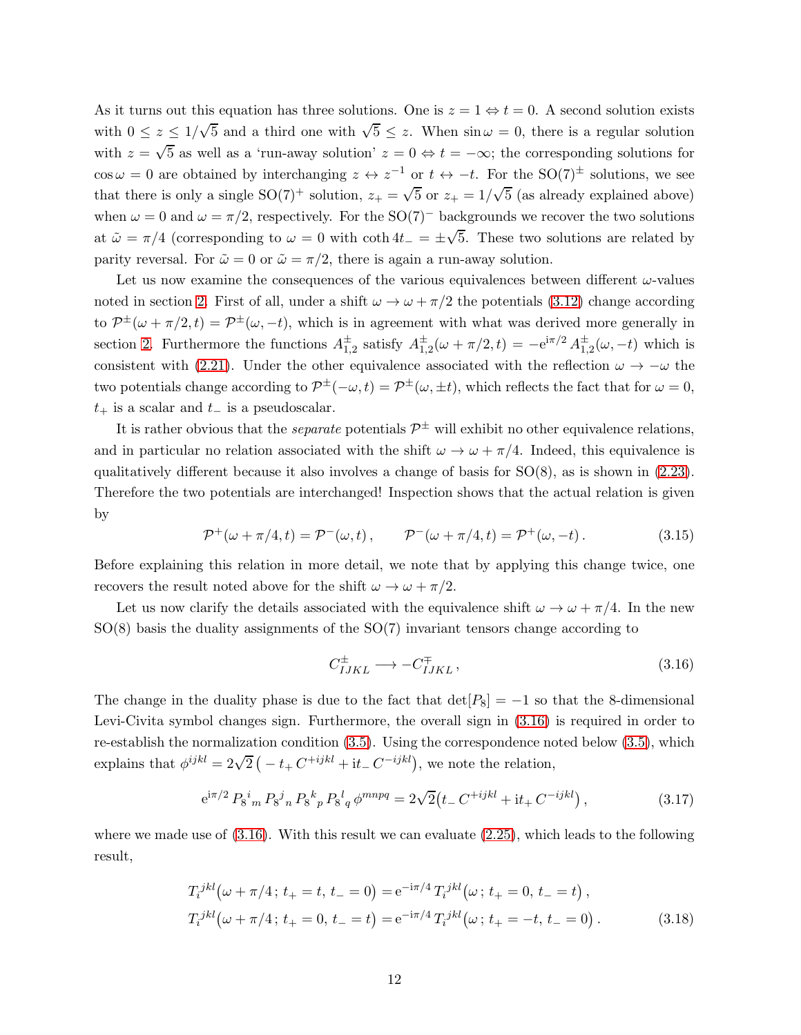As it turns out this equation has three solutions. One is $z = 1 \Leftrightarrow t = 0$. A second solution exists with $0 \leq z \leq 1/\sqrt{5}$ and a third one with $\sqrt{5} \leq z$. When $\sin\omega = 0$, there is a regular solution with $z = \sqrt{5}$ as well as a 'run-away solution' $z = 0 \Leftrightarrow t = -\infty$; the corresponding solutions for $\cos\omega = 0$ are obtained by interchanging $z \leftrightarrow z^{-1}$ or $t \leftrightarrow -t$. For the $\mathrm{SO}(7)^{\pm}$ solutions, we see that there is only a single $\mathrm{SO}(7)^{+}$ solution, $z_+ = \sqrt{5}$ or $z_+ = 1/\sqrt{5}$ (as already explained above) when $\omega = 0$ and $\omega = \pi/2$, respectively. For the $\mathrm{SO}(7)^{-}$ backgrounds we recover the two solutions at $\tilde{\omega} = \pi/4$ (corresponding to $\omega = 0$ with $\coth 4t_- = \pm\sqrt{5}$. These two solutions are related by parity reversal. For $\tilde{\omega} = 0$ or $\tilde{\omega} = \pi/2$, there is again a run-away solution.

Let us now examine the consequences of the various equivalences between different $\omega$-values noted in section 2. First of all, under a shift $\omega \to \omega + \pi/2$ the potentials (3.12) change according to $\mathcal{P}^{\pm}(\omega + \pi/2, t) = \mathcal{P}^{\pm}(\omega, -t)$, which is in agreement with what was derived more generally in section 2. Furthermore the functions $A^{\pm}_{1,2}$ satisfy $A^{\pm}_{1,2}(\omega + \pi/2, t) = -\mathrm{e}^{\mathrm{i}\pi/2}\, A^{\pm}_{1,2}(\omega, -t)$ which is consistent with (2.21). Under the other equivalence associated with the reflection $\omega \to -\omega$ the two potentials change according to $\mathcal{P}^{\pm}(-\omega, t) = \mathcal{P}^{\pm}(\omega, \pm t)$, which reflects the fact that for $\omega = 0$, $t_+$ is a scalar and $t_-$ is a pseudoscalar.

It is rather obvious that the *separate* potentials $\mathcal{P}^{\pm}$ will exhibit no other equivalence relations, and in particular no relation associated with the shift $\omega \to \omega + \pi/4$. Indeed, this equivalence is qualitatively different because it also involves a change of basis for SO(8), as is shown in (2.23). Therefore the two potentials are interchanged! Inspection shows that the actual relation is given by

$$\mathcal{P}^{+}(\omega + \pi/4, t) = \mathcal{P}^{-}(\omega, t)\,, \qquad \mathcal{P}^{-}(\omega + \pi/4, t) = \mathcal{P}^{+}(\omega, -t)\,. \tag{3.15}$$

Before explaining this relation in more detail, we note that by applying this change twice, one recovers the result noted above for the shift $\omega \to \omega + \pi/2$.

Let us now clarify the details associated with the equivalence shift $\omega \to \omega + \pi/4$. In the new SO(8) basis the duality assignments of the SO(7) invariant tensors change according to

$$C^{\pm}_{IJKL} \longrightarrow -C^{\mp}_{IJKL}\,, \tag{3.16}$$

The change in the duality phase is due to the fact that $\det[P_8] = -1$ so that the 8-dimensional Levi-Civita symbol changes sign. Furthermore, the overall sign in (3.16) is required in order to re-establish the normalization condition (3.5). Using the correspondence noted below (3.5), which explains that $\phi^{ijkl} = 2\sqrt{2}\big(-t_+\, C^{+ijkl} + \mathrm{i}t_-\, C^{-ijkl}\big)$, we note the relation,

$$\mathrm{e}^{\mathrm{i}\pi/2}\, {P_8}^i{}_m\, {P_8}^j{}_n\, {P_8}^k{}_p\, {P_8}^l{}_q\, \phi^{mnpq} = 2\sqrt{2}\big(t_-\, C^{+ijkl} + \mathrm{i}t_+\, C^{-ijkl}\big)\,, \tag{3.17}$$

where we made use of (3.16). With this result we can evaluate (2.25), which leads to the following result,

$$\begin{aligned}
T_i{}^{jkl}\big(\omega + \pi/4\,;\, t_+ = t,\, t_- = 0\big) &= \mathrm{e}^{-\mathrm{i}\pi/4}\, T_i{}^{jkl}\big(\omega\,;\, t_+ = 0,\, t_- = t\big)\,,\\
T_i{}^{jkl}\big(\omega + \pi/4\,;\, t_+ = 0,\, t_- = t\big) &= \mathrm{e}^{-\mathrm{i}\pi/4}\, T_i{}^{jkl}\big(\omega\,;\, t_+ = -t,\, t_- = 0\big)\,.
\end{aligned} \tag{3.18}$$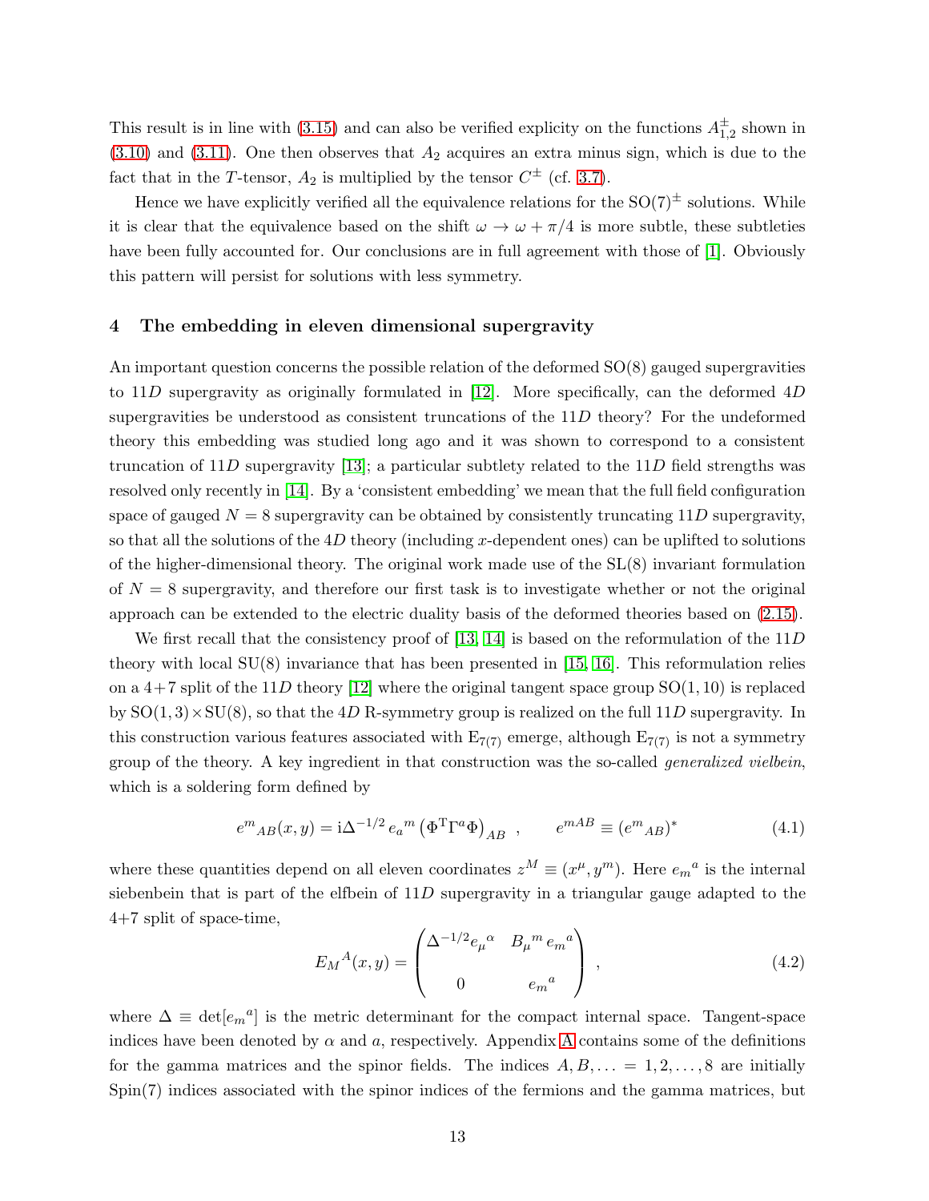This result is in line with (3.15) and can also be verified explicity on the functions $A^{\pm}_{1,2}$ shown in (3.10) and (3.11). One then observes that $A_2$ acquires an extra minus sign, which is due to the fact that in the $T$-tensor, $A_2$ is multiplied by the tensor $C^{\pm}$ (cf. 3.7).

Hence we have explicitly verified all the equivalence relations for the $\mathrm{SO}(7)^{\pm}$ solutions. While it is clear that the equivalence based on the shift $\omega \to \omega + \pi/4$ is more subtle, these subtleties have been fully accounted for. Our conclusions are in full agreement with those of [1]. Obviously this pattern will persist for solutions with less symmetry.

## 4 The embedding in eleven dimensional supergravity

An important question concerns the possible relation of the deformed SO(8) gauged supergravities to $11D$ supergravity as originally formulated in [12]. More specifically, can the deformed $4D$ supergravities be understood as consistent truncations of the $11D$ theory? For the undeformed theory this embedding was studied long ago and it was shown to correspond to a consistent truncation of $11D$ supergravity [13]; a particular subtlety related to the $11D$ field strengths was resolved only recently in [14]. By a 'consistent embedding' we mean that the full field configuration space of gauged $N = 8$ supergravity can be obtained by consistently truncating $11D$ supergravity, so that all the solutions of the $4D$ theory (including $x$-dependent ones) can be uplifted to solutions of the higher-dimensional theory. The original work made use of the SL(8) invariant formulation of $N = 8$ supergravity, and therefore our first task is to investigate whether or not the original approach can be extended to the electric duality basis of the deformed theories based on (2.15).

We first recall that the consistency proof of [13, 14] is based on the reformulation of the $11D$ theory with local SU(8) invariance that has been presented in [15, 16]. This reformulation relies on a 4+7 split of the $11D$ theory [12] where the original tangent space group $\mathrm{SO}(1, 10)$ is replaced by $\mathrm{SO}(1, 3)\times\mathrm{SU}(8)$, so that the $4D$ R-symmetry group is realized on the full $11D$ supergravity. In this construction various features associated with $\mathrm{E}_{7(7)}$ emerge, although $\mathrm{E}_{7(7)}$ is not a symmetry group of the theory. A key ingredient in that construction was the so-called *generalized vielbein*, which is a soldering form defined by

$$e^m{}_{AB}(x,y) = \mathrm{i}\Delta^{-1/2}\, e_a{}^m \left(\Phi^{\mathrm{T}}\Gamma^a\Phi\right)_{AB} \ , \qquad e^{mAB} \equiv (e^m{}_{AB})^* \tag{4.1}$$

where these quantities depend on all eleven coordinates $z^M \equiv (x^\mu, y^m)$. Here $e_m{}^a$ is the internal siebenbein that is part of the elfbein of $11D$ supergravity in a triangular gauge adapted to the 4+7 split of space-time,

$$E_M{}^A(x,y) = \begin{pmatrix} \Delta^{-1/2} e_\mu{}^\alpha & B_\mu{}^m\, e_m{}^a \\ & \\ 0 & e_m{}^a \end{pmatrix} \ , \tag{4.2}$$

where $\Delta \equiv \det[e_m{}^a]$ is the metric determinant for the compact internal space. Tangent-space indices have been denoted by $\alpha$ and $a$, respectively. Appendix A contains some of the definitions for the gamma matrices and the spinor fields. The indices $A, B, \ldots = 1, 2, \ldots, 8$ are initially Spin(7) indices associated with the spinor indices of the fermions and the gamma matrices, but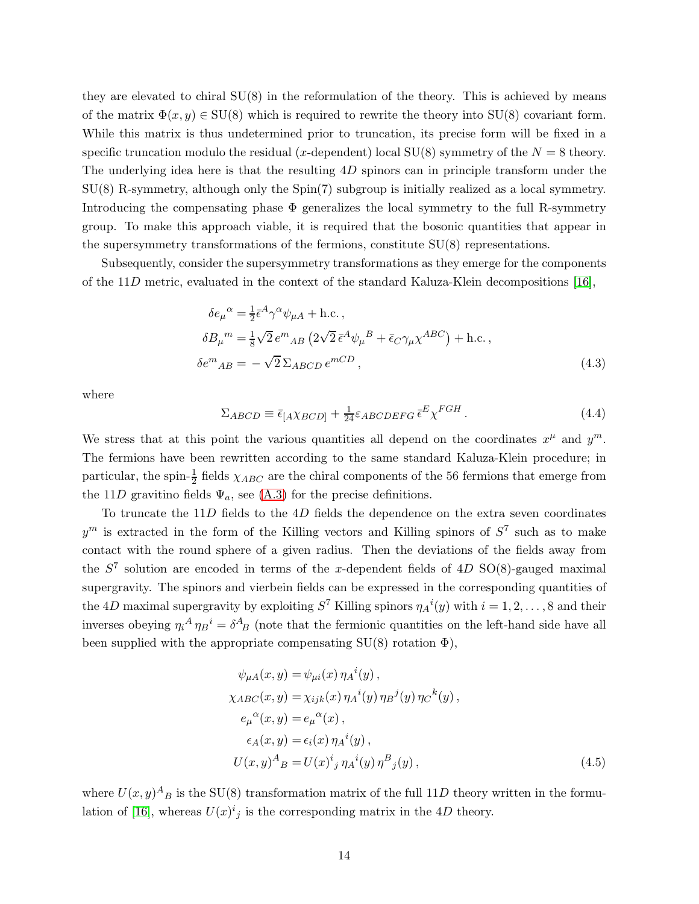they are elevated to chiral SU(8) in the reformulation of the theory. This is achieved by means of the matrix $\Phi(x,y) \in \mathrm{SU}(8)$ which is required to rewrite the theory into SU(8) covariant form. While this matrix is thus undetermined prior to truncation, its precise form will be fixed in a specific truncation modulo the residual ($x$-dependent) local SU(8) symmetry of the $N=8$ theory. The underlying idea here is that the resulting $4D$ spinors can in principle transform under the SU(8) R-symmetry, although only the Spin(7) subgroup is initially realized as a local symmetry. Introducing the compensating phase $\Phi$ generalizes the local symmetry to the full R-symmetry group. To make this approach viable, it is required that the bosonic quantities that appear in the supersymmetry transformations of the fermions, constitute SU(8) representations.

Subsequently, consider the supersymmetry transformations as they emerge for the components of the $11D$ metric, evaluated in the context of the standard Kaluza-Klein decompositions [16],

$$
\begin{aligned}
\delta e_\mu{}^\alpha &= \tfrac{1}{2}\bar\epsilon^A\gamma^\alpha\psi_{\mu A} + \text{h.c.}\,,\\
\delta B_\mu{}^m &= \tfrac{1}{8}\sqrt{2}\, e^m{}_{AB}\left(2\sqrt{2}\,\bar\epsilon^A\psi_\mu{}^B + \bar\epsilon_C\gamma_\mu\chi^{ABC}\right) + \text{h.c.}\,,\\
\delta e^m{}_{AB} &= -\sqrt{2}\,\Sigma_{ABCD}\, e^{mCD}\,,
\end{aligned}
\tag{4.3}
$$

where

$$
\Sigma_{ABCD} \equiv \bar\epsilon_{[A}\chi_{BCD]} + \tfrac{1}{24}\varepsilon_{ABCDEFG}\,\bar\epsilon^E\chi^{FGH}\,. \tag{4.4}
$$

We stress that at this point the various quantities all depend on the coordinates $x^\mu$ and $y^m$. The fermions have been rewritten according to the same standard Kaluza-Klein procedure; in particular, the spin-$\frac{1}{2}$ fields $\chi_{ABC}$ are the chiral components of the 56 fermions that emerge from the $11D$ gravitino fields $\Psi_a$, see (A.3) for the precise definitions.

To truncate the $11D$ fields to the $4D$ fields the dependence on the extra seven coordinates $y^m$ is extracted in the form of the Killing vectors and Killing spinors of $S^7$ such as to make contact with the round sphere of a given radius. Then the deviations of the fields away from the $S^7$ solution are encoded in terms of the $x$-dependent fields of $4D$ SO(8)-gauged maximal supergravity. The spinors and vierbein fields can be expressed in the corresponding quantities of the $4D$ maximal supergravity by exploiting $S^7$ Killing spinors $\eta_A{}^i(y)$ with $i=1,2,\ldots,8$ and their inverses obeying $\eta_i{}^A\,\eta_B{}^i = \delta^A{}_B$ (note that the fermionic quantities on the left-hand side have all been supplied with the appropriate compensating SU(8) rotation $\Phi$),

$$
\begin{aligned}
\psi_{\mu A}(x,y) &= \psi_{\mu i}(x)\,\eta_A{}^i(y)\,,\\
\chi_{ABC}(x,y) &= \chi_{ijk}(x)\,\eta_A{}^i(y)\,\eta_B{}^j(y)\,\eta_C{}^k(y)\,,\\
e_\mu{}^\alpha(x,y) &= e_\mu{}^\alpha(x)\,,\\
\epsilon_A(x,y) &= \epsilon_i(x)\,\eta_A{}^i(y)\,,\\
U(x,y)^A{}_B &= U(x)^i{}_j\,\eta_A{}^i(y)\,\eta^B{}_j(y)\,,
\end{aligned}
\tag{4.5}
$$

where $U(x,y)^A{}_B$ is the SU(8) transformation matrix of the full $11D$ theory written in the formulation of [16], whereas $U(x)^i{}_j$ is the corresponding matrix in the $4D$ theory.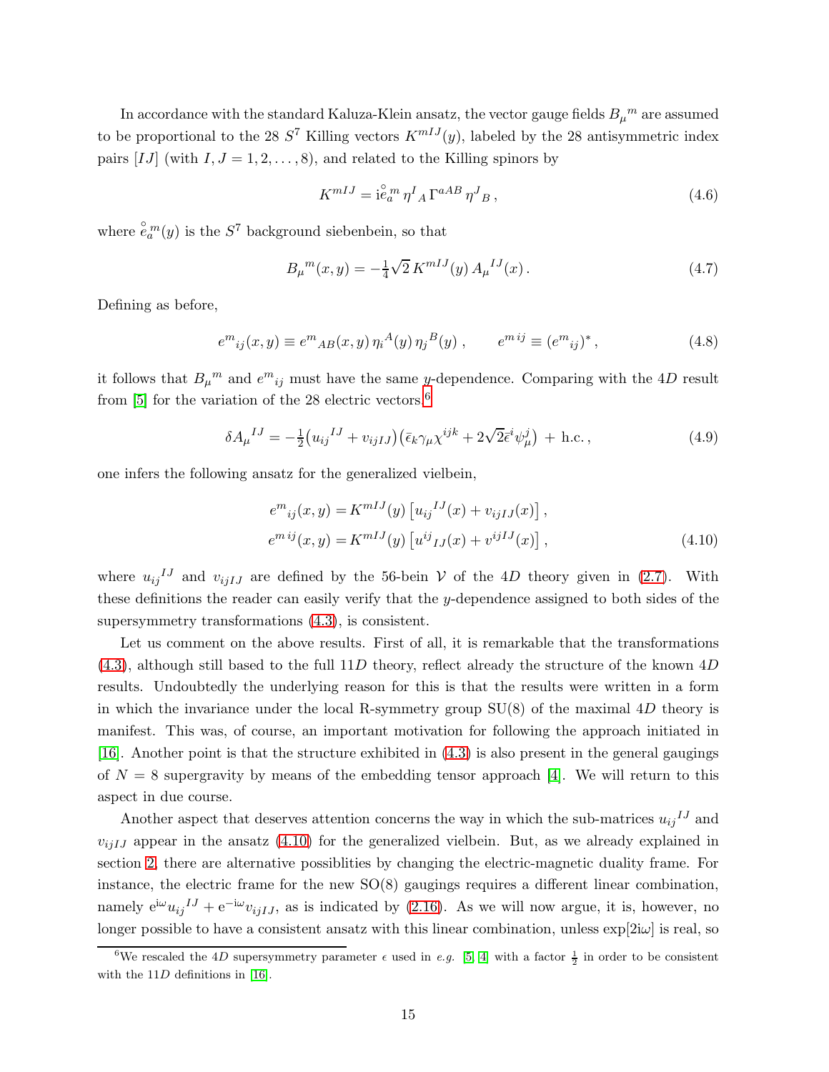In accordance with the standard Kaluza-Klein ansatz, the vector gauge fields ${B_\mu}^m$ are assumed to be proportional to the 28 $S^7$ Killing vectors $K^{mIJ}(y)$, labeled by the 28 antisymmetric index pairs $[IJ]$ (with $I,J = 1,2,\ldots,8$), and related to the Killing spinors by

$$K^{mIJ} = \mathrm{i}\mathring{e}_a{}^m\,\eta^I{}_A\,\Gamma^{aAB}\,\eta^J{}_B\,, \tag{4.6}$$

where $\mathring{e}_a{}^m(y)$ is the $S^7$ background siebenbein, so that

$$B_\mu{}^m(x,y) = -\tfrac{1}{4}\sqrt{2}\,K^{mIJ}(y)\,A_\mu{}^{IJ}(x)\,. \tag{4.7}$$

Defining as before,

$$e^m{}_{ij}(x,y) \equiv e^m{}_{AB}(x,y)\,\eta_i{}^A(y)\,\eta_j{}^B(y)\,, \qquad e^{m\,ij} \equiv (e^m{}_{ij})^*\,, \tag{4.8}$$

it follows that $B_\mu{}^m$ and $e^m{}_{ij}$ must have the same $y$-dependence. Comparing with the $4D$ result from [5] for the variation of the 28 electric vectors,[6]

$$\delta A_\mu{}^{IJ} = -\tfrac{1}{2}\big(u_{ij}{}^{IJ} + v_{ijIJ}\big)\big(\bar\epsilon_k\gamma_\mu\chi^{ijk} + 2\sqrt{2}\bar\epsilon^i\psi_\mu^j\big) \,+\, \text{h.c.}\,, \tag{4.9}$$

one infers the following ansatz for the generalized vielbein,

$$\begin{aligned} e^m{}_{ij}(x,y) &= K^{mIJ}(y)\left[u_{ij}{}^{IJ}(x) + v_{ijIJ}(x)\right],\\ e^{m\,ij}(x,y) &= K^{mIJ}(y)\left[u^{ij}{}_{IJ}(x) + v^{ijIJ}(x)\right], \end{aligned} \tag{4.10}$$

where $u_{ij}{}^{IJ}$ and $v_{ijIJ}$ are defined by the 56-bein $\mathcal{V}$ of the $4D$ theory given in (2.7). With these definitions the reader can easily verify that the $y$-dependence assigned to both sides of the supersymmetry transformations (4.3), is consistent.

Let us comment on the above results. First of all, it is remarkable that the transformations (4.3), although still based to the full $11D$ theory, reflect already the structure of the known $4D$ results. Undoubtedly the underlying reason for this is that the results were written in a form in which the invariance under the local R-symmetry group SU(8) of the maximal $4D$ theory is manifest. This was, of course, an important motivation for following the approach initiated in [16]. Another point is that the structure exhibited in (4.3) is also present in the general gaugings of $N = 8$ supergravity by means of the embedding tensor approach [4]. We will return to this aspect in due course.

Another aspect that deserves attention concerns the way in which the sub-matrices $u_{ij}{}^{IJ}$ and $v_{ijIJ}$ appear in the ansatz (4.10) for the generalized vielbein. But, as we already explained in section 2, there are alternative possiblities by changing the electric-magnetic duality frame. For instance, the electric frame for the new SO(8) gaugings requires a different linear combination, namely $\mathrm{e}^{\mathrm{i}\omega}u_{ij}{}^{IJ} + \mathrm{e}^{-\mathrm{i}\omega}v_{ijIJ}$, as is indicated by (2.16). As we will now argue, it is, however, no longer possible to have a consistent ansatz with this linear combination, unless $\exp[2\mathrm{i}\omega]$ is real, so

[6] We rescaled the $4D$ supersymmetry parameter $\epsilon$ used in *e.g.* [5, 4] with a factor $\frac{1}{2}$ in order to be consistent with the $11D$ definitions in [16].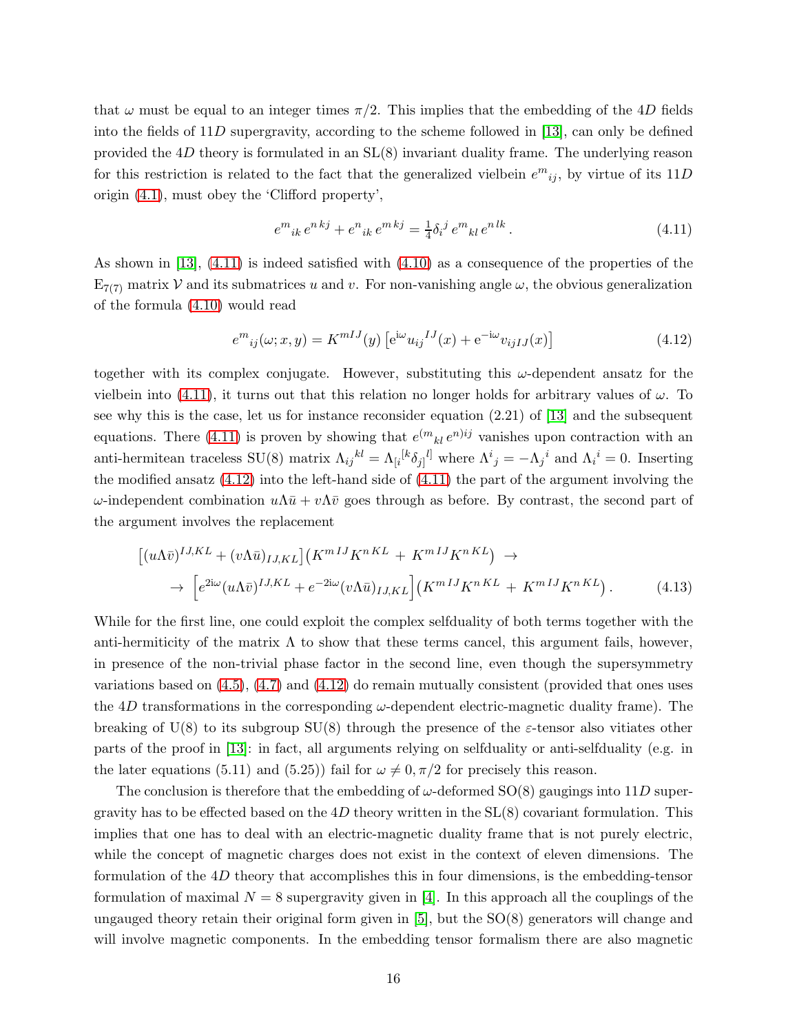that $\omega$ must be equal to an integer times $\pi/2$. This implies that the embedding of the $4D$ fields into the fields of $11D$ supergravity, according to the scheme followed in [13], can only be defined provided the $4D$ theory is formulated in an SL(8) invariant duality frame. The underlying reason for this restriction is related to the fact that the generalized vielbein $e^m{}_{ij}$, by virtue of its $11D$ origin (4.1), must obey the 'Clifford property',

$$e^m{}_{ik}\, e^{n\,kj} + e^n{}_{ik}\, e^{m\,kj} = \tfrac{1}{4}\delta_i^j\, e^m{}_{kl}\, e^{n\,lk}\,. \tag{4.11}$$

As shown in [13], (4.11) is indeed satisfied with (4.10) as a consequence of the properties of the $\mathrm{E}_{7(7)}$ matrix $\mathcal{V}$ and its submatrices $u$ and $v$. For non-vanishing angle $\omega$, the obvious generalization of the formula (4.10) would read

$$e^m{}_{ij}(\omega; x, y) = K^{mIJ}(y)\left[\mathrm{e}^{\mathrm{i}\omega} u_{ij}{}^{IJ}(x) + \mathrm{e}^{-\mathrm{i}\omega} v_{ijIJ}(x)\right] \tag{4.12}$$

together with its complex conjugate. However, substituting this $\omega$-dependent ansatz for the vielbein into (4.11), it turns out that this relation no longer holds for arbitrary values of $\omega$. To see why this is the case, let us for instance reconsider equation (2.21) of [13] and the subsequent equations. There (4.11) is proven by showing that $e^{(m}{}_{kl}\, e^{n)ij}$ vanishes upon contraction with an anti-hermitean traceless SU(8) matrix $\Lambda_{ij}{}^{kl} = \Lambda_{[i}{}^{[k}\delta_{j]}{}^{l]}$ where $\Lambda^i{}_j = -\Lambda_j{}^i$ and $\Lambda_i{}^i = 0$. Inserting the modified ansatz (4.12) into the left-hand side of (4.11) the part of the argument involving the $\omega$-independent combination $u\Lambda\bar{u} + v\Lambda\bar{v}$ goes through as before. By contrast, the second part of the argument involves the replacement

$$\begin{aligned}
&\left[(u\Lambda\bar{v})^{IJ,KL} + (v\Lambda\bar{u})_{IJ,KL}\right]\left(K^{m\,IJ}K^{n\,KL} + K^{m\,IJ}K^{n\,KL}\right) \;\rightarrow \\
&\rightarrow \left[e^{2\mathrm{i}\omega}(u\Lambda\bar{v})^{IJ,KL} + e^{-2\mathrm{i}\omega}(v\Lambda\bar{u})_{IJ,KL}\right]\left(K^{m\,IJ}K^{n\,KL} + K^{m\,IJ}K^{n\,KL}\right).
\end{aligned} \tag{4.13}$$

While for the first line, one could exploit the complex selfduality of both terms together with the anti-hermiticity of the matrix $\Lambda$ to show that these terms cancel, this argument fails, however, in presence of the non-trivial phase factor in the second line, even though the supersymmetry variations based on (4.5), (4.7) and (4.12) do remain mutually consistent (provided that ones uses the $4D$ transformations in the corresponding $\omega$-dependent electric-magnetic duality frame). The breaking of U(8) to its subgroup SU(8) through the presence of the $\varepsilon$-tensor also vitiates other parts of the proof in [13]: in fact, all arguments relying on selfduality or anti-selfduality (e.g. in the later equations (5.11) and (5.25)) fail for $\omega \neq 0, \pi/2$ for precisely this reason.

The conclusion is therefore that the embedding of $\omega$-deformed SO(8) gaugings into $11D$ supergravity has to be effected based on the $4D$ theory written in the SL(8) covariant formulation. This implies that one has to deal with an electric-magnetic duality frame that is not purely electric, while the concept of magnetic charges does not exist in the context of eleven dimensions. The formulation of the $4D$ theory that accomplishes this in four dimensions, is the embedding-tensor formulation of maximal $N = 8$ supergravity given in [4]. In this approach all the couplings of the ungauged theory retain their original form given in [5], but the SO(8) generators will change and will involve magnetic components. In the embedding tensor formalism there are also magnetic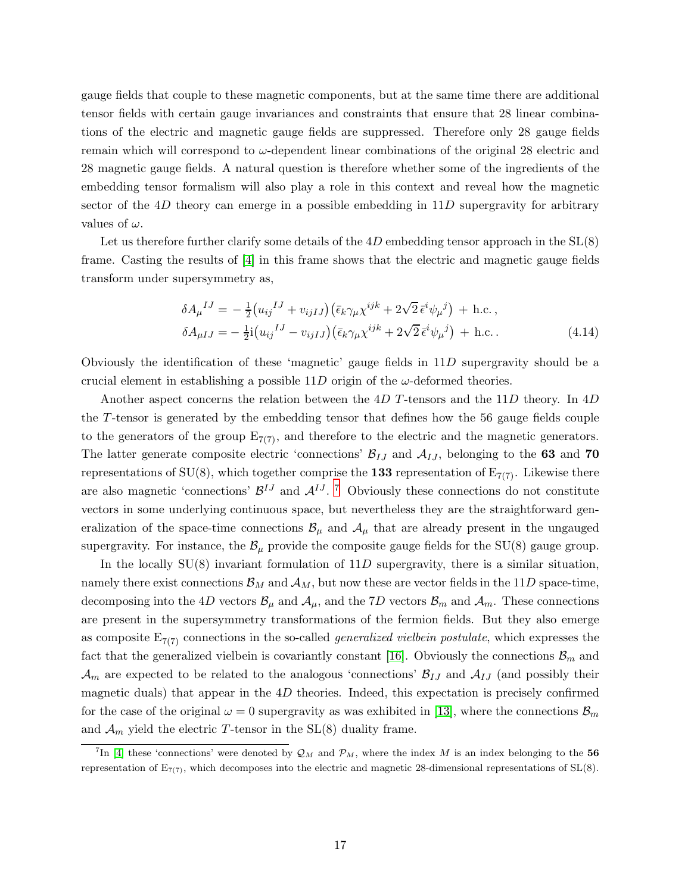gauge fields that couple to these magnetic components, but at the same time there are additional tensor fields with certain gauge invariances and constraints that ensure that 28 linear combinations of the electric and magnetic gauge fields are suppressed. Therefore only 28 gauge fields remain which will correspond to $\omega$-dependent linear combinations of the original 28 electric and 28 magnetic gauge fields. A natural question is therefore whether some of the ingredients of the embedding tensor formalism will also play a role in this context and reveal how the magnetic sector of the $4D$ theory can emerge in a possible embedding in $11D$ supergravity for arbitrary values of $\omega$.

Let us therefore further clarify some details of the $4D$ embedding tensor approach in the SL(8) frame. Casting the results of [4] in this frame shows that the electric and magnetic gauge fields transform under supersymmetry as,

$$
\begin{aligned}
\delta A_\mu{}^{IJ} &= -\tfrac{1}{2}\big(u_{ij}{}^{IJ} + v_{ijIJ}\big)\big(\bar\epsilon_k\gamma_\mu\chi^{ijk} + 2\sqrt{2}\,\bar\epsilon^i\psi_\mu{}^j\big) \;+\; \text{h.c.}\,,\\
\delta A_{\mu IJ} &= -\tfrac{1}{2}\mathrm{i}\big(u_{ij}{}^{IJ} - v_{ijIJ}\big)\big(\bar\epsilon_k\gamma_\mu\chi^{ijk} + 2\sqrt{2}\,\bar\epsilon^i\psi_\mu{}^j\big) \;+\; \text{h.c.}\,.
\end{aligned} \tag{4.14}
$$

Obviously the identification of these 'magnetic' gauge fields in $11D$ supergravity should be a crucial element in establishing a possible $11D$ origin of the $\omega$-deformed theories.

Another aspect concerns the relation between the $4D$ $T$-tensors and the $11D$ theory. In $4D$ the $T$-tensor is generated by the embedding tensor that defines how the 56 gauge fields couple to the generators of the group $\mathrm{E}_{7(7)}$, and therefore to the electric and the magnetic generators. The latter generate composite electric 'connections' $\mathcal{B}_{IJ}$ and $\mathcal{A}_{IJ}$, belonging to the **63** and **70** representations of SU(8), which together comprise the **133** representation of $\mathrm{E}_{7(7)}$. Likewise there are also magnetic 'connections' $\mathcal{B}^{IJ}$ and $\mathcal{A}^{IJ}$. [7] Obviously these connections do not constitute vectors in some underlying continuous space, but nevertheless they are the straightforward generalization of the space-time connections $\mathcal{B}_\mu$ and $\mathcal{A}_\mu$ that are already present in the ungauged supergravity. For instance, the $\mathcal{B}_\mu$ provide the composite gauge fields for the SU(8) gauge group.

In the locally SU(8) invariant formulation of $11D$ supergravity, there is a similar situation, namely there exist connections $\mathcal{B}_M$ and $\mathcal{A}_M$, but now these are vector fields in the $11D$ space-time, decomposing into the $4D$ vectors $\mathcal{B}_\mu$ and $\mathcal{A}_\mu$, and the $7D$ vectors $\mathcal{B}_m$ and $\mathcal{A}_m$. These connections are present in the supersymmetry transformations of the fermion fields. But they also emerge as composite $\mathrm{E}_{7(7)}$ connections in the so-called *generalized vielbein postulate*, which expresses the fact that the generalized vielbein is covariantly constant [16]. Obviously the connections $\mathcal{B}_m$ and $\mathcal{A}_m$ are expected to be related to the analogous 'connections' $\mathcal{B}_{IJ}$ and $\mathcal{A}_{IJ}$ (and possibly their magnetic duals) that appear in the $4D$ theories. Indeed, this expectation is precisely confirmed for the case of the original $\omega = 0$ supergravity as was exhibited in [13], where the connections $\mathcal{B}_m$ and $\mathcal{A}_m$ yield the electric $T$-tensor in the SL(8) duality frame.

[7] In [4] these 'connections' were denoted by $\mathcal{Q}_M$ and $\mathcal{P}_M$, where the index $M$ is an index belonging to the **56** representation of $\mathrm{E}_{7(7)}$, which decomposes into the electric and magnetic 28-dimensional representations of SL(8).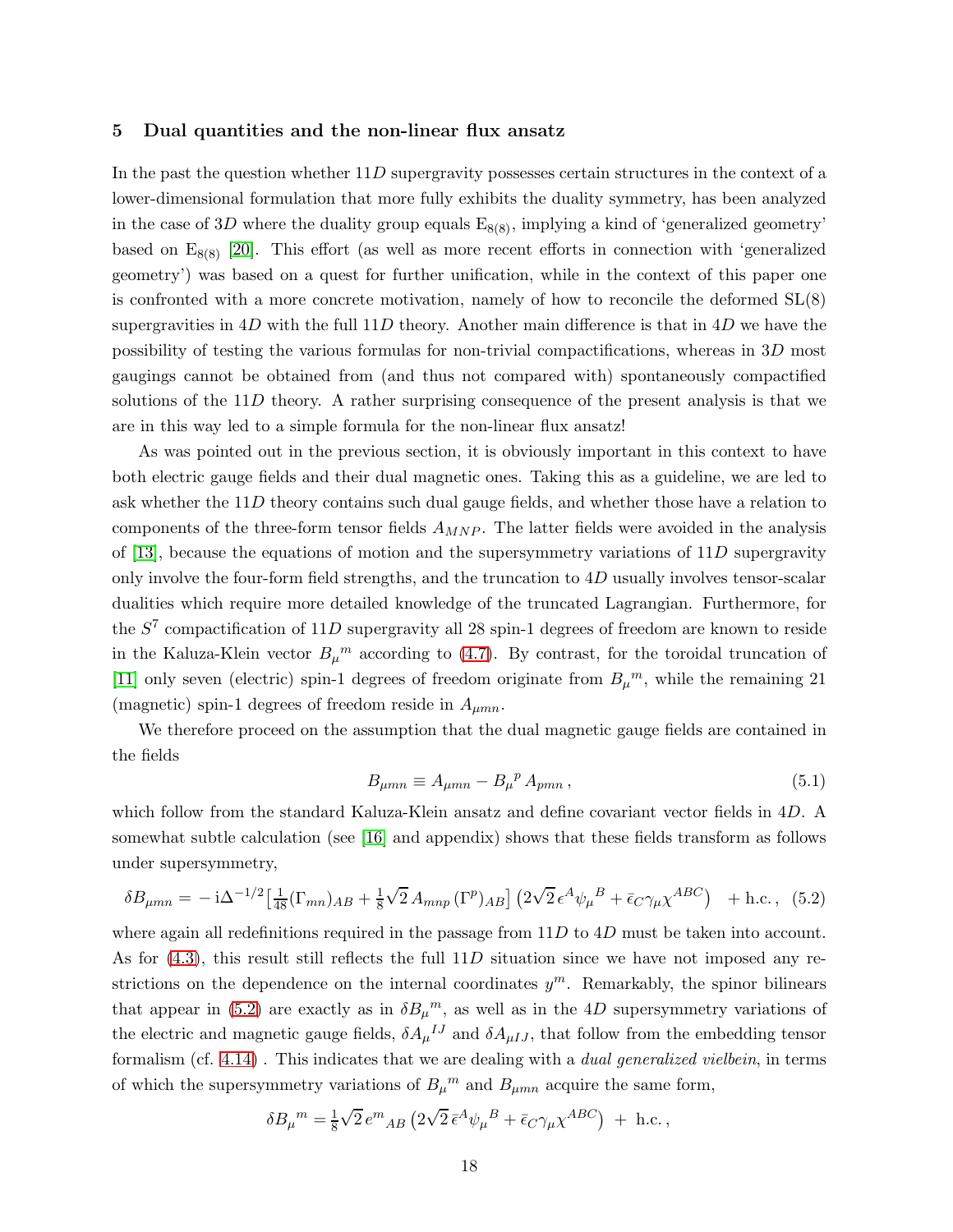## 5 Dual quantities and the non-linear flux ansatz

In the past the question whether $11D$ supergravity possesses certain structures in the context of a lower-dimensional formulation that more fully exhibits the duality symmetry, has been analyzed in the case of $3D$ where the duality group equals $\mathrm{E}_{8(8)}$, implying a kind of 'generalized geometry' based on $\mathrm{E}_{8(8)}$ [20]. This effort (as well as more recent efforts in connection with 'generalized geometry') was based on a quest for further unification, while in the context of this paper one is confronted with a more concrete motivation, namely of how to reconcile the deformed SL(8) supergravities in $4D$ with the full $11D$ theory. Another main difference is that in $4D$ we have the possibility of testing the various formulas for non-trivial compactifications, whereas in $3D$ most gaugings cannot be obtained from (and thus not compared with) spontaneously compactified solutions of the $11D$ theory. A rather surprising consequence of the present analysis is that we are in this way led to a simple formula for the non-linear flux ansatz!

As was pointed out in the previous section, it is obviously important in this context to have both electric gauge fields and their dual magnetic ones. Taking this as a guideline, we are led to ask whether the $11D$ theory contains such dual gauge fields, and whether those have a relation to components of the three-form tensor fields $A_{MNP}$. The latter fields were avoided in the analysis of [13], because the equations of motion and the supersymmetry variations of $11D$ supergravity only involve the four-form field strengths, and the truncation to $4D$ usually involves tensor-scalar dualities which require more detailed knowledge of the truncated Lagrangian. Furthermore, for the $S^7$ compactification of $11D$ supergravity all 28 spin-1 degrees of freedom are known to reside in the Kaluza-Klein vector $B_\mu{}^m$ according to (4.7). By contrast, for the toroidal truncation of [11] only seven (electric) spin-1 degrees of freedom originate from $B_\mu{}^m$, while the remaining 21 (magnetic) spin-1 degrees of freedom reside in $A_{\mu mn}$.

We therefore proceed on the assumption that the dual magnetic gauge fields are contained in the fields

$$B_{\mu mn} \equiv A_{\mu mn} - B_\mu{}^p \, A_{pmn} \,, \tag{5.1}$$

which follow from the standard Kaluza-Klein ansatz and define covariant vector fields in $4D$. A somewhat subtle calculation (see [16] and appendix) shows that these fields transform as follows under supersymmetry,

$$\delta B_{\mu mn} = -\,\mathrm{i}\Delta^{-1/2}\big[\tfrac{1}{48}(\Gamma_{mn})_{AB} + \tfrac{1}{8}\sqrt{2}\,A_{mnp}\,(\Gamma^p)_{AB}\big]\left(2\sqrt{2}\,\epsilon^A\psi_\mu{}^B + \bar\epsilon_C\gamma_\mu\chi^{ABC}\right) \;+\text{h.c.}\,, \tag{5.2}$$

where again all redefinitions required in the passage from $11D$ to $4D$ must be taken into account. As for (4.3), this result still reflects the full $11D$ situation since we have not imposed any restrictions on the dependence on the internal coordinates $y^m$. Remarkably, the spinor bilinears that appear in (5.2) are exactly as in $\delta B_\mu{}^m$, as well as in the $4D$ supersymmetry variations of the electric and magnetic gauge fields, $\delta A_\mu{}^{IJ}$ and $\delta A_{\mu IJ}$, that follow from the embedding tensor formalism (cf. 4.14) . This indicates that we are dealing with a *dual generalized vielbein*, in terms of which the supersymmetry variations of $B_\mu{}^m$ and $B_{\mu mn}$ acquire the same form,

$$\delta B_\mu{}^m = \tfrac{1}{8}\sqrt{2}\,e^m{}_{AB}\left(2\sqrt{2}\,\bar\epsilon^A\psi_\mu{}^B + \bar\epsilon_C\gamma_\mu\chi^{ABC}\right) \;+\;\text{h.c.}\,,$$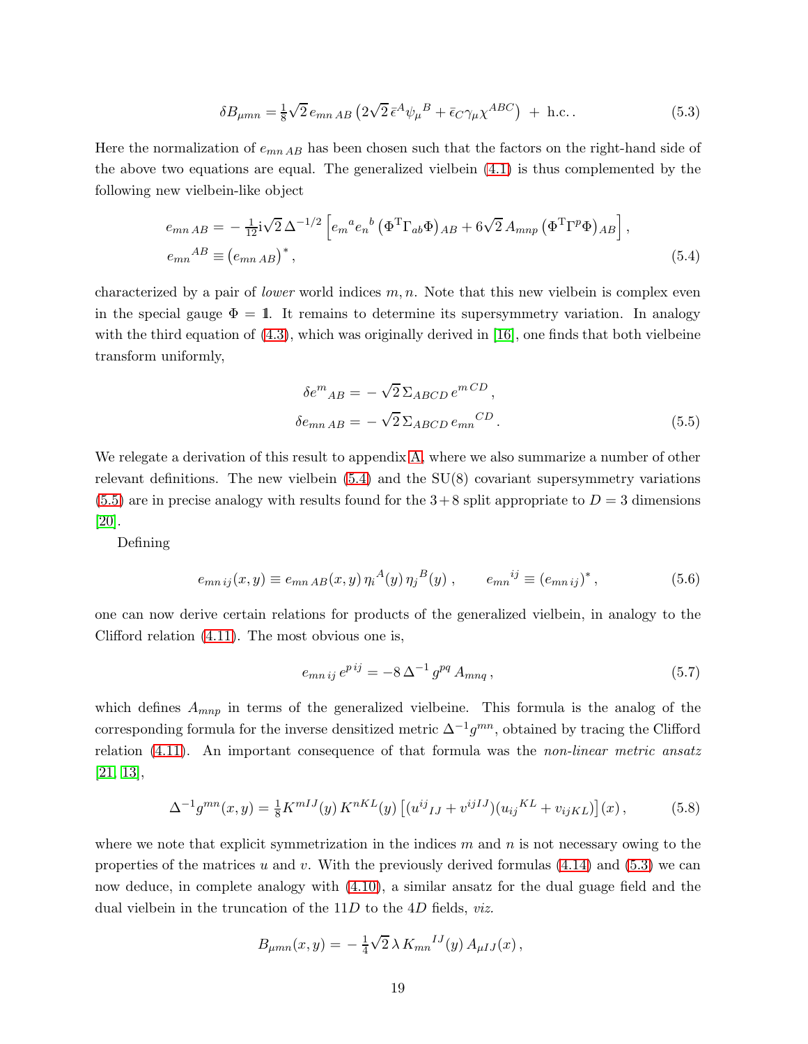$$\delta B_{\mu mn} = \tfrac{1}{8}\sqrt{2}\, e_{mn\,AB} \left(2\sqrt{2}\,\bar{\epsilon}^A \psi_\mu{}^B + \bar{\epsilon}_C \gamma_\mu \chi^{ABC}\right) \;+\; \text{h.c.}\,. \tag{5.3}$$

Here the normalization of $e_{mn\,AB}$ has been chosen such that the factors on the right-hand side of the above two equations are equal. The generalized vielbein (4.1) is thus complemented by the following new vielbein-like object

$$\begin{aligned} e_{mn\,AB} &= -\tfrac{1}{12}\mathrm{i}\sqrt{2}\,\Delta^{-1/2}\left[e_m{}^a e_n{}^b \left(\Phi^{\mathrm{T}}\Gamma_{ab}\Phi\right)_{AB} + 6\sqrt{2}\,A_{mnp}\left(\Phi^{\mathrm{T}}\Gamma^p\Phi\right)_{AB}\right], \\ e_{mn}{}^{AB} &\equiv \left(e_{mn\,AB}\right)^*, \end{aligned} \tag{5.4}$$

characterized by a pair of *lower* world indices $m, n$. Note that this new vielbein is complex even in the special gauge $\Phi = \mathbb{1}$. It remains to determine its supersymmetry variation. In analogy with the third equation of (4.3), which was originally derived in [16], one finds that both vielbeine transform uniformly,

$$\begin{aligned} \delta e^m{}_{AB} &= -\sqrt{2}\,\Sigma_{ABCD}\, e^{m\,CD}\,, \\ \delta e_{mn\,AB} &= -\sqrt{2}\,\Sigma_{ABCD}\, e_{mn}{}^{CD}\,. \end{aligned} \tag{5.5}$$

We relegate a derivation of this result to appendix A, where we also summarize a number of other relevant definitions. The new vielbein (5.4) and the SU(8) covariant supersymmetry variations (5.5) are in precise analogy with results found for the $3+8$ split appropriate to $D = 3$ dimensions [20].

Defining

$$e_{mn\,ij}(x,y) \equiv e_{mn\,AB}(x,y)\,\eta_i{}^A(y)\,\eta_j{}^B(y)\,, \qquad e_{mn}{}^{ij} \equiv (e_{mn\,ij})^*\,, \tag{5.6}$$

one can now derive certain relations for products of the generalized vielbein, in analogy to the Clifford relation (4.11). The most obvious one is,

$$e_{mn\,ij}\, e^{p\,ij} = -8\,\Delta^{-1}\, g^{pq}\, A_{mnq}\,, \tag{5.7}$$

which defines $A_{mnp}$ in terms of the generalized vielbeine. This formula is the analog of the corresponding formula for the inverse densitized metric $\Delta^{-1}g^{mn}$, obtained by tracing the Clifford relation (4.11). An important consequence of that formula was the *non-linear metric ansatz* [21, 13],

$$\Delta^{-1}g^{mn}(x,y) = \tfrac{1}{8}K^{mIJ}(y)\,K^{nKL}(y)\left[(u^{ij}{}_{IJ} + v^{ijIJ})(u_{ij}{}^{KL} + v_{ijKL})\right](x)\,, \tag{5.8}$$

where we note that explicit symmetrization in the indices $m$ and $n$ is not necessary owing to the properties of the matrices $u$ and $v$. With the previously derived formulas (4.14) and (5.3) we can now deduce, in complete analogy with (4.10), a similar ansatz for the dual guage field and the dual vielbein in the truncation of the $11D$ to the $4D$ fields, *viz.*

$$B_{\mu mn}(x,y) = -\tfrac{1}{4}\sqrt{2}\,\lambda\, K_{mn}{}^{IJ}(y)\, A_{\mu IJ}(x)\,,$$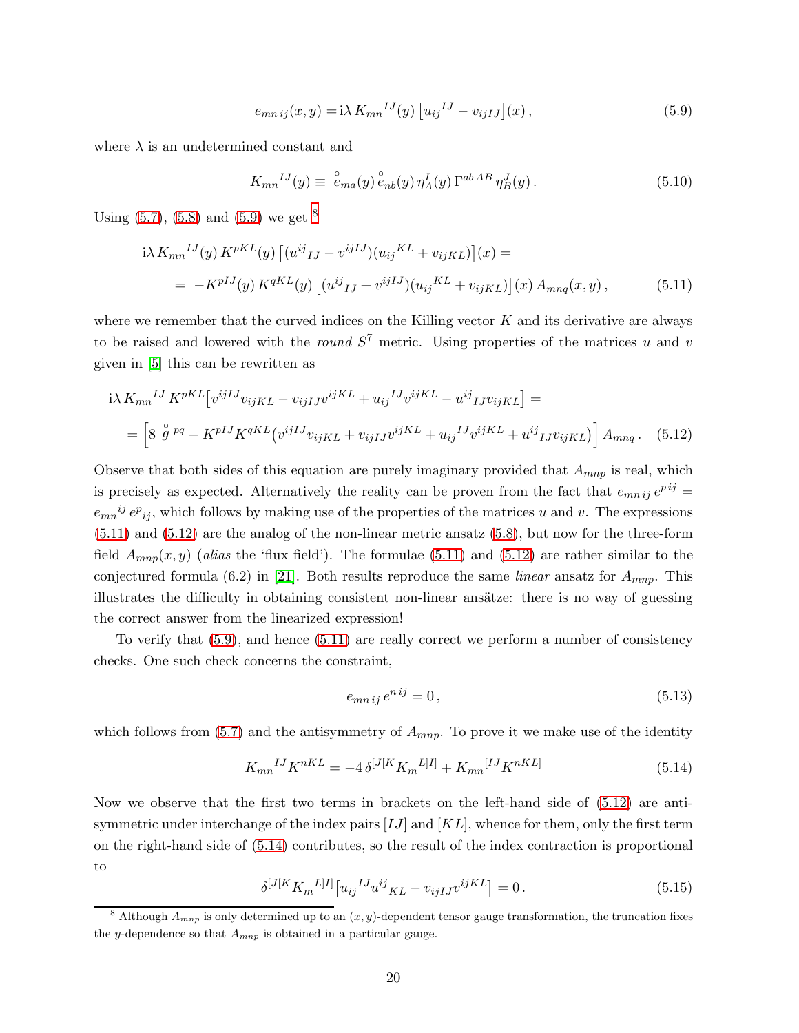$$e_{mn\,ij}(x,y) = \mathrm{i}\lambda\, K_{mn}{}^{IJ}(y)\left[u_{ij}{}^{IJ} - v_{ijIJ}\right](x)\,, \tag{5.9}$$

where $\lambda$ is an undetermined constant and

$$K_{mn}{}^{IJ}(y) \equiv \overset{\circ}{e}_{ma}(y)\,\overset{\circ}{e}_{nb}(y)\,\eta^I_A(y)\,\Gamma^{ab\,AB}\,\eta^J_B(y)\,. \tag{5.10}$$

Using (5.7), (5.8) and (5.9) we get [8]

$$\begin{aligned}
&\mathrm{i}\lambda\, K_{mn}{}^{IJ}(y)\, K^{pKL}(y)\left[(u^{ij}{}_{IJ} - v^{ijIJ})(u_{ij}{}^{KL} + v_{ijKL})\right](x) = \\
&= -K^{pIJ}(y)\,K^{qKL}(y)\left[(u^{ij}{}_{IJ} + v^{ijIJ})(u_{ij}{}^{KL} + v_{ijKL})\right](x)\,A_{mnq}(x,y)\,,
\end{aligned} \tag{5.11}$$

where we remember that the curved indices on the Killing vector $K$ and its derivative are always to be raised and lowered with the *round* $S^7$ metric. Using properties of the matrices $u$ and $v$ given in [5] this can be rewritten as

$$\begin{aligned}
&\mathrm{i}\lambda\, K_{mn}{}^{IJ}\, K^{pKL}\big[v^{ijIJ}v_{ijKL} - v_{ijIJ}v^{ijKL} + u_{ij}{}^{IJ}v^{ijKL} - u^{ij}{}_{IJ}v_{ijKL}\big] = \\
&= \Big[8\,\overset{\circ}{g}{}^{pq} - K^{pIJ}K^{qKL}\big(v^{ijIJ}v_{ijKL} + v_{ijIJ}v^{ijKL} + u_{ij}{}^{IJ}v^{ijKL} + u^{ij}{}_{IJ}v_{ijKL}\big)\Big]\,A_{mnq}\,.
\end{aligned} \tag{5.12}$$

Observe that both sides of this equation are purely imaginary provided that $A_{mnp}$ is real, which is precisely as expected. Alternatively the reality can be proven from the fact that $e_{mn\,ij}\,e^{p\,ij} = e_{mn}{}^{ij}\,e^{p}{}_{ij}$, which follows by making use of the properties of the matrices $u$ and $v$. The expressions (5.11) and (5.12) are the analog of the non-linear metric ansatz (5.8), but now for the three-form field $A_{mnp}(x,y)$ (*alias* the 'flux field'). The formulae (5.11) and (5.12) are rather similar to the conjectured formula (6.2) in [21]. Both results reproduce the same *linear* ansatz for $A_{mnp}$. This illustrates the difficulty in obtaining consistent non-linear ansätze: there is no way of guessing the correct answer from the linearized expression!

To verify that (5.9), and hence (5.11) are really correct we perform a number of consistency checks. One such check concerns the constraint,

$$e_{mn\,ij}\,e^{n\,ij} = 0\,, \tag{5.13}$$

which follows from (5.7) and the antisymmetry of $A_{mnp}$. To prove it we make use of the identity

$$K_{mn}{}^{IJ}K^{nKL} = -4\,\delta^{[J[K}K_m{}^{L]I]} + K_{mn}{}^{[IJ}K^{nKL]} \tag{5.14}$$

Now we observe that the first two terms in brackets on the left-hand side of (5.12) are antisymmetric under interchange of the index pairs $[IJ]$ and $[KL]$, whence for them, only the first term on the right-hand side of (5.14) contributes, so the result of the index contraction is proportional to

$$\delta^{[J[K}K_m{}^{L]I]}\big[u_{ij}{}^{IJ}u^{ij}{}_{KL} - v_{ijIJ}v^{ijKL}\big] = 0\,. \tag{5.15}$$

---

[8] Although $A_{mnp}$ is only determined up to an $(x,y)$-dependent tensor gauge transformation, the truncation fixes the $y$-dependence so that $A_{mnp}$ is obtained in a particular gauge.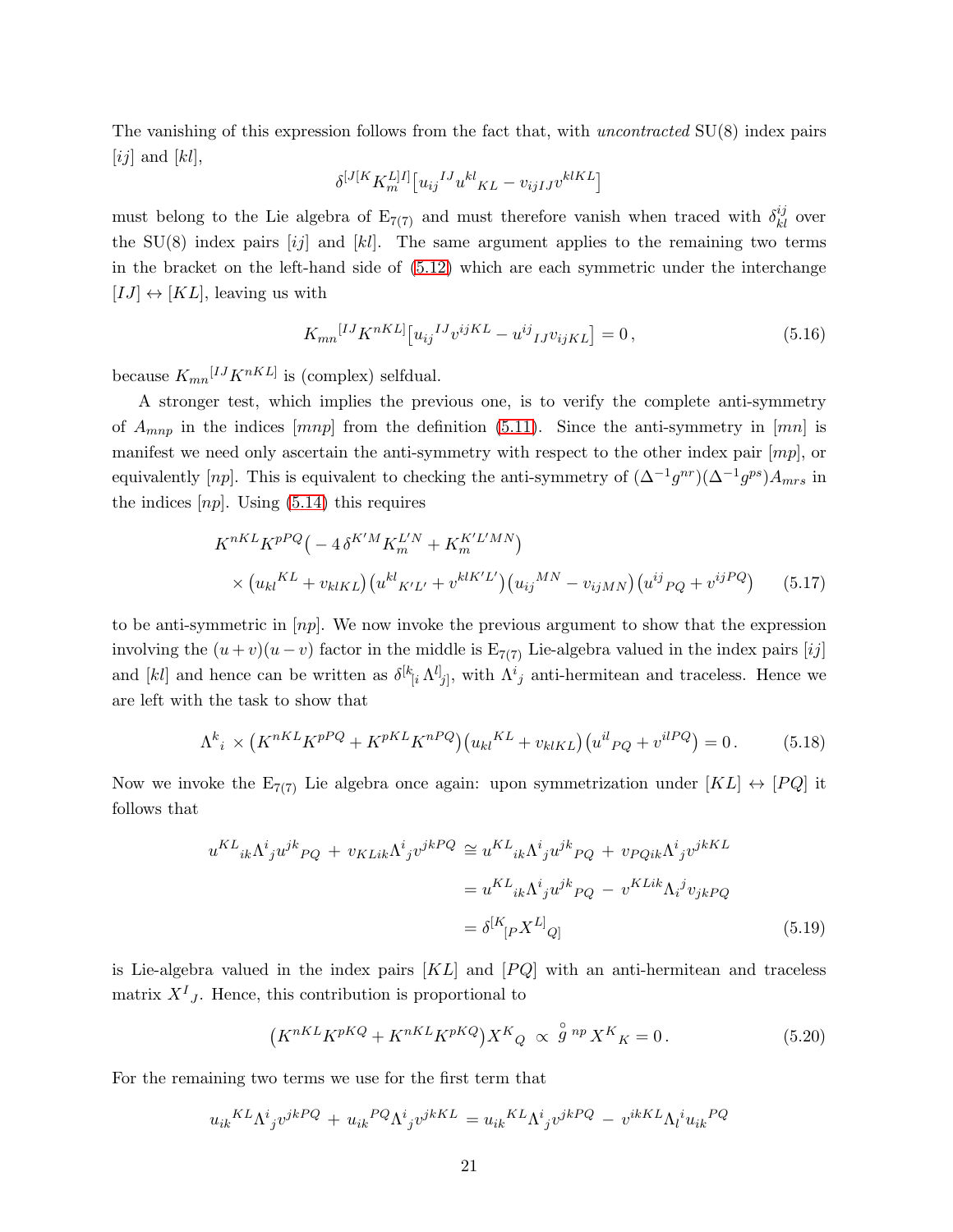The vanishing of this expression follows from the fact that, with *uncontracted* SU(8) index pairs $[ij]$ and $[kl]$,

$$\delta^{[J[K}K_m^{L]I]}\big[u_{ij}{}^{IJ}u^{kl}{}_{KL} - v_{ijIJ}v^{klKL}\big]$$

must belong to the Lie algebra of $\mathrm{E}_{7(7)}$ and must therefore vanish when traced with $\delta^{ij}_{kl}$ over the SU(8) index pairs $[ij]$ and $[kl]$. The same argument applies to the remaining two terms in the bracket on the left-hand side of (5.12) which are each symmetric under the interchange $[IJ] \leftrightarrow [KL]$, leaving us with

$$K_{mn}{}^{[IJ}K^{nKL]}\big[u_{ij}{}^{IJ}v^{ijKL} - u^{ij}{}_{IJ}v_{ijKL}\big] = 0\,, \tag{5.16}$$

because $K_{mn}{}^{[IJ}K^{nKL]}$ is (complex) selfdual.

A stronger test, which implies the previous one, is to verify the complete anti-symmetry of $A_{mnp}$ in the indices $[mnp]$ from the definition (5.11). Since the anti-symmetry in $[mn]$ is manifest we need only ascertain the anti-symmetry with respect to the other index pair $[mp]$, or equivalently $[np]$. This is equivalent to checking the anti-symmetry of $(\Delta^{-1}g^{nr})(\Delta^{-1}g^{ps})A_{mrs}$ in the indices $[np]$. Using (5.14) this requires

$$\begin{aligned} &K^{nKL}K^{pPQ}\big(-4\,\delta^{K'M}K_m^{L'N} + K_m^{K'L'MN}\big) \\ &\quad\times\big(u_{kl}{}^{KL} + v_{klKL}\big)\big(u^{kl}{}_{K'L'} + v^{klK'L'}\big)\big(u_{ij}{}^{MN} - v_{ijMN}\big)\big(u^{ij}{}_{PQ} + v^{ijPQ}\big) \end{aligned} \tag{5.17}$$

to be anti-symmetric in $[np]$. We now invoke the previous argument to show that the expression involving the $(u+v)(u-v)$ factor in the middle is $\mathrm{E}_{7(7)}$ Lie-algebra valued in the index pairs $[ij]$ and $[kl]$ and hence can be written as $\delta^{[k}{}_{[i}\,\Lambda^{l]}{}_{j]}$, with $\Lambda^i{}_j$ anti-hermitean and traceless. Hence we are left with the task to show that

$$\Lambda^k{}_i\,\times\big(K^{nKL}K^{pPQ} + K^{pKL}K^{nPQ}\big)\big(u_{kl}{}^{KL} + v_{klKL}\big)\big(u^{il}{}_{PQ} + v^{ilPQ}\big) = 0\,. \tag{5.18}$$

Now we invoke the $\mathrm{E}_{7(7)}$ Lie algebra once again: upon symmetrization under $[KL] \leftrightarrow [PQ]$ it follows that

$$\begin{aligned} u^{KL}{}_{ik}\Lambda^i{}_j u^{jk}{}_{PQ} \,+\, v_{KLik}\Lambda^i{}_j v^{jkPQ} &\cong u^{KL}{}_{ik}\Lambda^i{}_j u^{jk}{}_{PQ} \,+\, v_{PQik}\Lambda^i{}_j v^{jkKL} \\ &= u^{KL}{}_{ik}\Lambda^i{}_j u^{jk}{}_{PQ} \,-\, v^{KLik}\Lambda_i{}^j v_{jkPQ} \\ &= \delta^{[K}{}_{[P}X^{L]}{}_{Q]} \end{aligned} \tag{5.19}$$

is Lie-algebra valued in the index pairs $[KL]$ and $[PQ]$ with an anti-hermitean and traceless matrix $X^I{}_J$. Hence, this contribution is proportional to

$$\big(K^{nKL}K^{pKQ} + K^{nKL}K^{pKQ}\big)X^K{}_Q \,\propto\, \overset{\circ}{g}{}^{np}\,X^K{}_K = 0\,. \tag{5.20}$$

For the remaining two terms we use for the first term that

$$u_{ik}{}^{KL}\Lambda^i{}_j v^{jkPQ} \,+\, u_{ik}{}^{PQ}\Lambda^i{}_j v^{jkKL} = u_{ik}{}^{KL}\Lambda^i{}_j v^{jkPQ} \,-\, v^{ikKL}\Lambda_l{}^i u_{ik}{}^{PQ}$$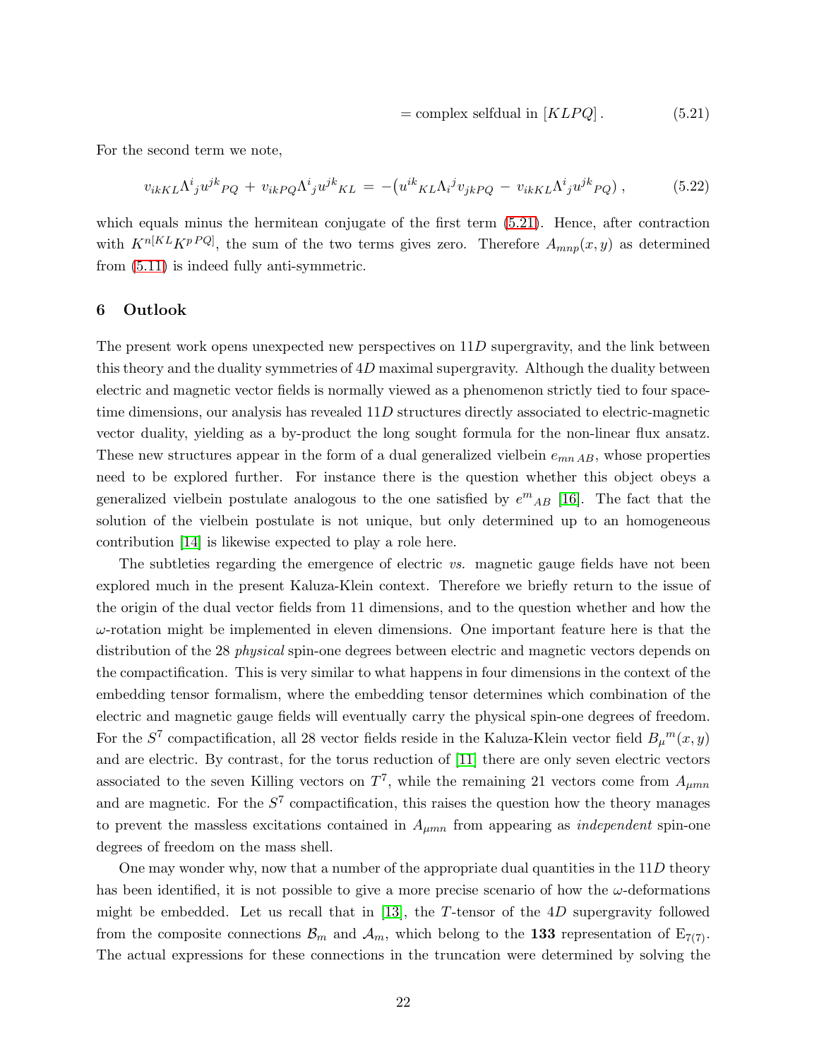$$= \text{complex selfdual in } [KLPQ]\,. \tag{5.21}$$

For the second term we note,

$$v_{ikKL}\Lambda^i{}_j u^{jk}{}_{PQ} + v_{ikPQ}\Lambda^i{}_j u^{jk}{}_{KL} = -\big(u^{ik}{}_{KL}\Lambda_i{}^j v_{jkPQ} - v_{ikKL}\Lambda^i{}_j u^{jk}{}_{PQ}\big)\,, \tag{5.22}$$

which equals minus the hermitean conjugate of the first term (5.21). Hence, after contraction with $K^{n[KL}K^{p\,PQ]}$, the sum of the two terms gives zero. Therefore $A_{mnp}(x,y)$ as determined from (5.11) is indeed fully anti-symmetric.

## 6 Outlook

The present work opens unexpected new perspectives on $11D$ supergravity, and the link between this theory and the duality symmetries of $4D$ maximal supergravity. Although the duality between electric and magnetic vector fields is normally viewed as a phenomenon strictly tied to four space-time dimensions, our analysis has revealed $11D$ structures directly associated to electric-magnetic vector duality, yielding as a by-product the long sought formula for the non-linear flux ansatz. These new structures appear in the form of a dual generalized vielbein $e_{mn\,AB}$, whose properties need to be explored further. For instance there is the question whether this object obeys a generalized vielbein postulate analogous to the one satisfied by $e^m{}_{AB}$ [16]. The fact that the solution of the vielbein postulate is not unique, but only determined up to an homogeneous contribution [14] is likewise expected to play a role here.

The subtleties regarding the emergence of electric *vs.* magnetic gauge fields have not been explored much in the present Kaluza-Klein context. Therefore we briefly return to the issue of the origin of the dual vector fields from 11 dimensions, and to the question whether and how the $\omega$-rotation might be implemented in eleven dimensions. One important feature here is that the distribution of the 28 *physical* spin-one degrees between electric and magnetic vectors depends on the compactification. This is very similar to what happens in four dimensions in the context of the embedding tensor formalism, where the embedding tensor determines which combination of the electric and magnetic gauge fields will eventually carry the physical spin-one degrees of freedom. For the $S^7$ compactification, all 28 vector fields reside in the Kaluza-Klein vector field $B_\mu{}^m(x,y)$ and are electric. By contrast, for the torus reduction of [11] there are only seven electric vectors associated to the seven Killing vectors on $T^7$, while the remaining 21 vectors come from $A_{\mu mn}$ and are magnetic. For the $S^7$ compactification, this raises the question how the theory manages to prevent the massless excitations contained in $A_{\mu mn}$ from appearing as *independent* spin-one degrees of freedom on the mass shell.

One may wonder why, now that a number of the appropriate dual quantities in the $11D$ theory has been identified, it is not possible to give a more precise scenario of how the $\omega$-deformations might be embedded. Let us recall that in [13], the $T$-tensor of the $4D$ supergravity followed from the composite connections $\mathcal{B}_m$ and $\mathcal{A}_m$, which belong to the **133** representation of $\mathrm{E}_{7(7)}$. The actual expressions for these connections in the truncation were determined by solving the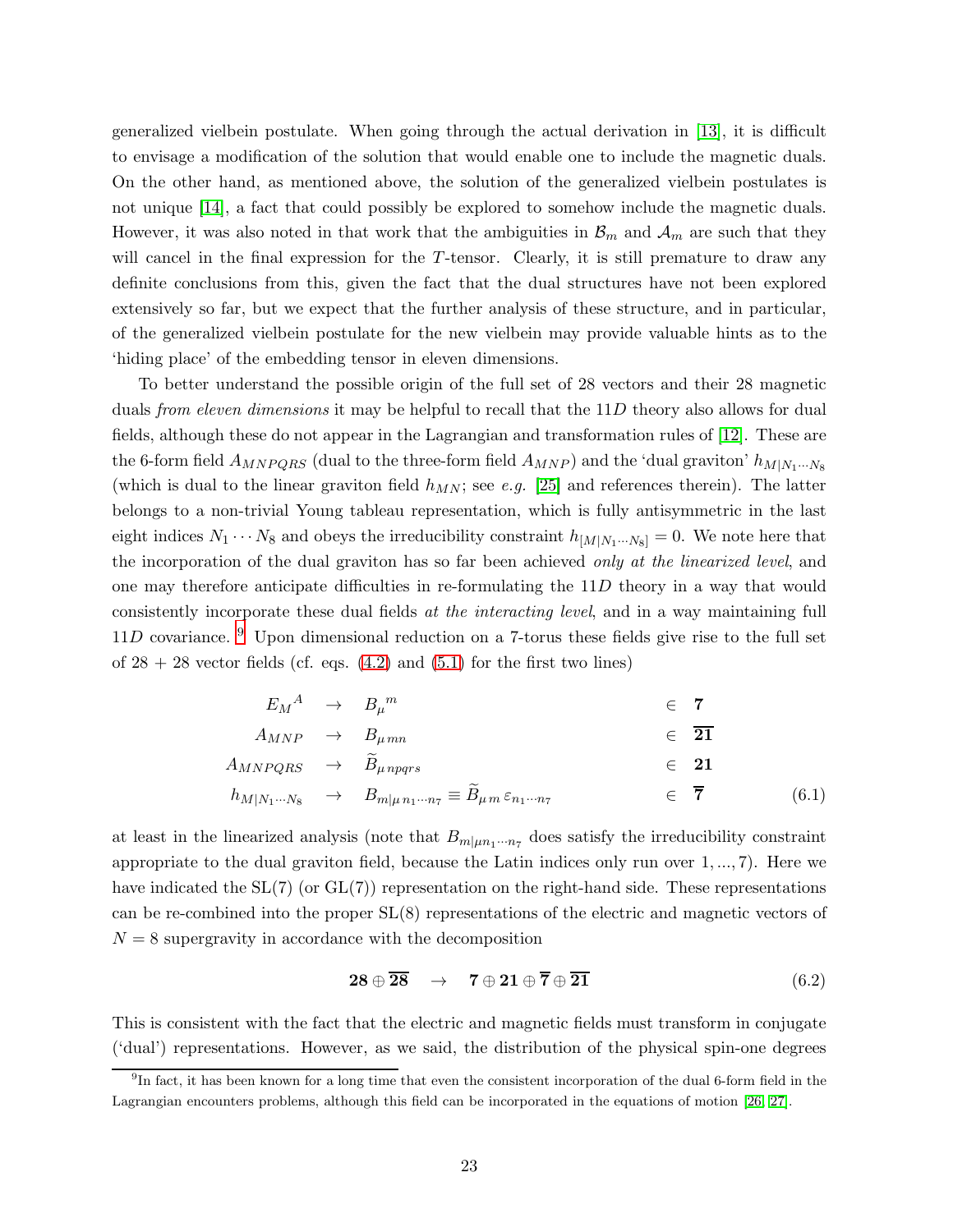generalized vielbein postulate. When going through the actual derivation in [13], it is difficult to envisage a modification of the solution that would enable one to include the magnetic duals. On the other hand, as mentioned above, the solution of the generalized vielbein postulates is not unique [14], a fact that could possibly be explored to somehow include the magnetic duals. However, it was also noted in that work that the ambiguities in $\mathcal{B}_m$ and $\mathcal{A}_m$ are such that they will cancel in the final expression for the $T$-tensor. Clearly, it is still premature to draw any definite conclusions from this, given the fact that the dual structures have not been explored extensively so far, but we expect that the further analysis of these structure, and in particular, of the generalized vielbein postulate for the new vielbein may provide valuable hints as to the 'hiding place' of the embedding tensor in eleven dimensions.

To better understand the possible origin of the full set of 28 vectors and their 28 magnetic duals *from eleven dimensions* it may be helpful to recall that the $11D$ theory also allows for dual fields, although these do not appear in the Lagrangian and transformation rules of [12]. These are the 6-form field $A_{MNPQRS}$ (dual to the three-form field $A_{MNP}$) and the 'dual graviton' $h_{M|N_1\cdots N_8}$ (which is dual to the linear graviton field $h_{MN}$; see *e.g.* [25] and references therein). The latter belongs to a non-trivial Young tableau representation, which is fully antisymmetric in the last eight indices $N_1 \cdots N_8$ and obeys the irreducibility constraint $h_{[M|N_1\cdots N_8]} = 0$. We note here that the incorporation of the dual graviton has so far been achieved *only at the linearized level*, and one may therefore anticipate difficulties in re-formulating the $11D$ theory in a way that would consistently incorporate these dual fields *at the interacting level*, and in a way maintaining full $11D$ covariance. [9] Upon dimensional reduction on a 7-torus these fields give rise to the full set of 28 + 28 vector fields (cf. eqs. (4.2) and (5.1) for the first two lines)

$$
\begin{array}{rclr}
E_M{}^A & \rightarrow & B_\mu{}^m & \in \ \mathbf{7} \\
A_{MNP} & \rightarrow & B_{\mu\, mn} & \in \ \overline{\mathbf{21}} \\
A_{MNPQRS} & \rightarrow & \widetilde{B}_{\mu\, npqrs} & \in \ \mathbf{21} \\
h_{M|N_1\cdots N_8} & \rightarrow & B_{m|\mu\, n_1\cdots n_7} \equiv \widetilde{B}_{\mu\, m}\, \varepsilon_{n_1\cdots n_7} & \in \ \overline{\mathbf{7}}
\end{array}
\tag{6.1}
$$

at least in the linearized analysis (note that $B_{m|\mu n_1\cdots n_7}$ does satisfy the irreducibility constraint appropriate to the dual graviton field, because the Latin indices only run over $1, ..., 7$). Here we have indicated the SL(7) (or GL(7)) representation on the right-hand side. These representations can be re-combined into the proper SL(8) representations of the electric and magnetic vectors of $N = 8$ supergravity in accordance with the decomposition

$$
\mathbf{28} \oplus \overline{\mathbf{28}} \quad \rightarrow \quad \mathbf{7} \oplus \mathbf{21} \oplus \overline{\mathbf{7}} \oplus \overline{\mathbf{21}}
\tag{6.2}
$$

This is consistent with the fact that the electric and magnetic fields must transform in conjugate ('dual') representations. However, as we said, the distribution of the physical spin-one degrees

[9] In fact, it has been known for a long time that even the consistent incorporation of the dual 6-form field in the Lagrangian encounters problems, although this field can be incorporated in the equations of motion [26, 27].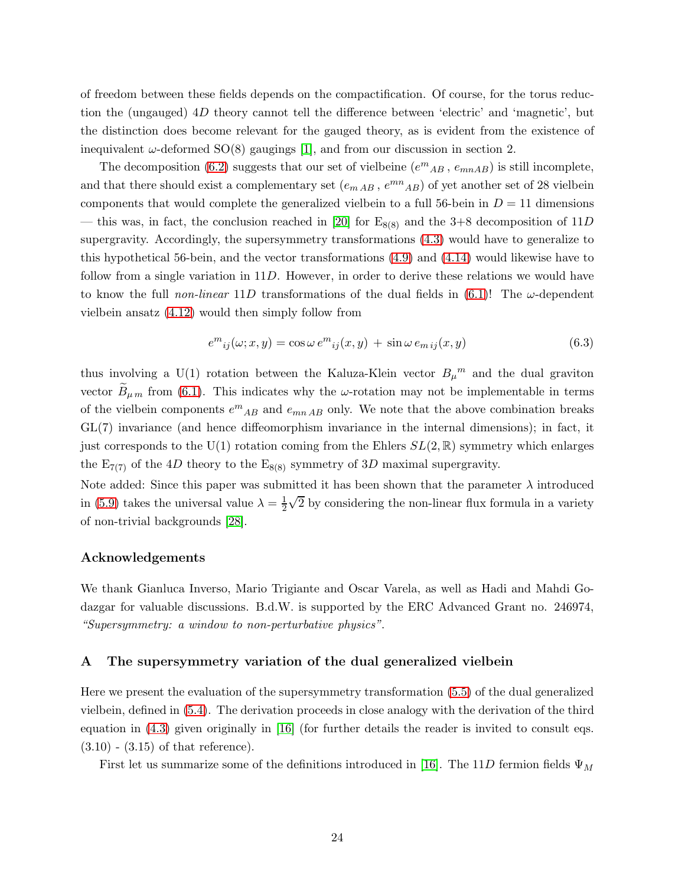of freedom between these fields depends on the compactification. Of course, for the torus reduction the (ungauged) $4D$ theory cannot tell the difference between 'electric' and 'magnetic', but the distinction does become relevant for the gauged theory, as is evident from the existence of inequivalent $\omega$-deformed SO(8) gaugings [1], and from our discussion in section 2.

The decomposition (6.2) suggests that our set of vielbeine ($e^m{}_{AB}$ , $e_{mnAB}$) is still incomplete, and that there should exist a complementary set ($e_{m\,AB}$ , $e^{mn}{}_{AB}$) of yet another set of 28 vielbein components that would complete the generalized vielbein to a full 56-bein in $D = 11$ dimensions — this was, in fact, the conclusion reached in [20] for $\mathrm{E}_{8(8)}$ and the 3+8 decomposition of $11D$ supergravity. Accordingly, the supersymmetry transformations (4.3) would have to generalize to this hypothetical 56-bein, and the vector transformations (4.9) and (4.14) would likewise have to follow from a single variation in $11D$. However, in order to derive these relations we would have to know the full *non-linear* $11D$ transformations of the dual fields in (6.1)! The $\omega$-dependent vielbein ansatz (4.12) would then simply follow from

$$e^m{}_{ij}(\omega; x, y) = \cos\omega\, e^m{}_{ij}(x, y) \,+\, \sin\omega\, e_{m\,ij}(x, y) \tag{6.3}$$

thus involving a U(1) rotation between the Kaluza-Klein vector $B_\mu{}^m$ and the dual graviton vector $\widetilde{B}_{\mu\, m}$ from (6.1). This indicates why the $\omega$-rotation may not be implementable in terms of the vielbein components $e^m{}_{AB}$ and $e_{mn\,AB}$ only. We note that the above combination breaks GL(7) invariance (and hence diffeomorphism invariance in the internal dimensions); in fact, it just corresponds to the U(1) rotation coming from the Ehlers $SL(2, \mathbb{R})$ symmetry which enlarges the $\mathrm{E}_{7(7)}$ of the $4D$ theory to the $\mathrm{E}_{8(8)}$ symmetry of $3D$ maximal supergravity.

Note added: Since this paper was submitted it has been shown that the parameter $\lambda$ introduced in (5.9) takes the universal value $\lambda = \frac{1}{2}\sqrt{2}$ by considering the non-linear flux formula in a variety of non-trivial backgrounds [28].

### Acknowledgements

We thank Gianluca Inverso, Mario Trigiante and Oscar Varela, as well as Hadi and Mahdi Godazgar for valuable discussions. B.d.W. is supported by the ERC Advanced Grant no. 246974, *"Supersymmetry: a window to non-perturbative physics"*.

## A The supersymmetry variation of the dual generalized vielbein

Here we present the evaluation of the supersymmetry transformation (5.5) of the dual generalized vielbein, defined in (5.4). The derivation proceeds in close analogy with the derivation of the third equation in (4.3) given originally in [16] (for further details the reader is invited to consult eqs. (3.10) - (3.15) of that reference).

First let us summarize some of the definitions introduced in [16]. The $11D$ fermion fields $\Psi_M$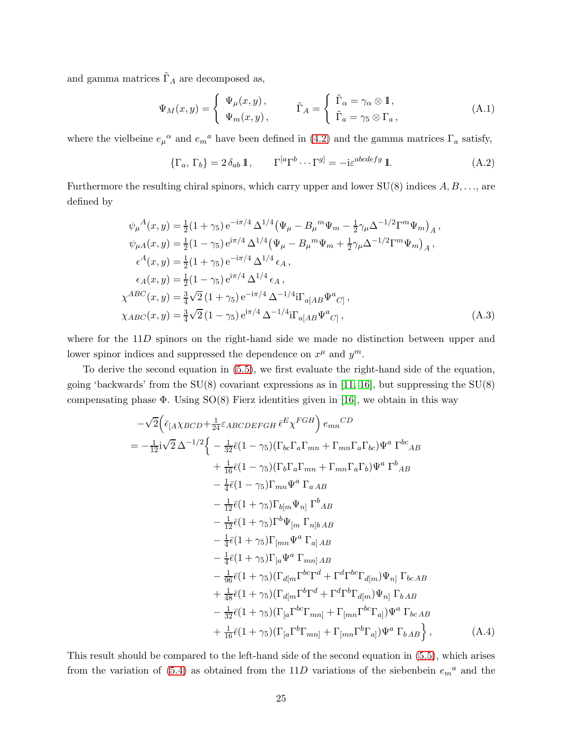and gamma matrices $\tilde\Gamma_A$ are decomposed as,

$$
\Psi_M(x,y) = \left\{ \begin{array}{l} \Psi_\mu(x,y)\,, \\ \Psi_m(x,y)\,, \end{array} \right. \qquad \tilde\Gamma_A = \left\{ \begin{array}{l} \tilde\Gamma_\alpha = \gamma_\alpha \otimes \mathbb{1}\,, \\ \tilde\Gamma_a = \gamma_5 \otimes \Gamma_a\,, \end{array} \right. \tag{A.1}
$$

where the vielbeine $e_\mu{}^\alpha$ and $e_m{}^a$ have been defined in (4.2) and the gamma matrices $\Gamma_a$ satisfy,

$$
\{\Gamma_a,\,\Gamma_b\} = 2\,\delta_{ab}\,\mathbb{1}\,, \qquad \Gamma^{[a}\Gamma^b\cdots\Gamma^{g]} = -\mathrm{i}\varepsilon^{abcdefg}\,\mathbb{1}. \tag{A.2}
$$

Furthermore the resulting chiral spinors, which carry upper and lower SU(8) indices $A, B, \ldots$, are defined by

$$
\begin{aligned}
\psi_\mu{}^A(x,y) &= \tfrac12(1+\gamma_5)\,\mathrm{e}^{-\mathrm{i}\pi/4}\,\Delta^{1/4}\big(\Psi_\mu - B_\mu{}^m\Psi_m - \tfrac12\gamma_\mu\Delta^{-1/2}\Gamma^m\Psi_m\big)_A\,,\\
\psi_{\mu A}(x,y) &= \tfrac12(1-\gamma_5)\,\mathrm{e}^{\mathrm{i}\pi/4}\,\Delta^{1/4}\big(\Psi_\mu - B_\mu{}^m\Psi_m + \tfrac12\gamma_\mu\Delta^{-1/2}\Gamma^m\Psi_m\big)_A\,,\\
\epsilon^A(x,y) &= \tfrac12(1+\gamma_5)\,\mathrm{e}^{-\mathrm{i}\pi/4}\,\Delta^{1/4}\,\epsilon_A\,,\\
\epsilon_A(x,y) &= \tfrac12(1-\gamma_5)\,\mathrm{e}^{\mathrm{i}\pi/4}\,\Delta^{1/4}\,\epsilon_A\,,\\
\chi^{ABC}(x,y) &= \tfrac34\sqrt2\,(1+\gamma_5)\,\mathrm{e}^{-\mathrm{i}\pi/4}\,\Delta^{-1/4}\mathrm{i}\Gamma_{a[AB}\Psi^a{}_{C]}\,,\\
\chi_{ABC}(x,y) &= \tfrac34\sqrt2\,(1-\gamma_5)\,\mathrm{e}^{\mathrm{i}\pi/4}\,\Delta^{-1/4}\mathrm{i}\Gamma_{a[AB}\Psi^a{}_{C]}\,,
\end{aligned} \tag{A.3}
$$

where for the $11D$ spinors on the right-hand side we made no distinction between upper and lower spinor indices and suppressed the dependence on $x^\mu$ and $y^m$.

To derive the second equation in (5.5), we first evaluate the right-hand side of the equation, going 'backwards' from the SU(8) covariant expressions as in [11, 16], but suppressing the SU(8) compensating phase $\Phi$. Using SO(8) Fierz identities given in [16], we obtain in this way

$$
\begin{aligned}
&-\sqrt2\Big(\bar\epsilon_{[A}\chi_{BCD]}+\tfrac1{24}\varepsilon_{ABCDEFGH}\,\bar\epsilon^E\chi^{FGH}\Big)\,e_{mn}{}^{CD}\\
&= -\tfrac1{12}\mathrm{i}\sqrt2\,\Delta^{-1/2}\Big\{-\tfrac1{32}\bar\epsilon(1-\gamma_5)(\Gamma_{bc}\Gamma_a\Gamma_{mn}+\Gamma_{mn}\Gamma_a\Gamma_{bc})\Psi^a\,\Gamma^{bc}{}_{AB}\\
&\qquad +\tfrac1{16}\bar\epsilon(1-\gamma_5)(\Gamma_b\Gamma_a\Gamma_{mn}+\Gamma_{mn}\Gamma_a\Gamma_b)\Psi^a\,\Gamma^b{}_{AB}\\
&\qquad -\tfrac14\bar\epsilon(1-\gamma_5)\Gamma_{mn}\Psi^a\,\Gamma_{a\,AB}\\
&\qquad -\tfrac1{12}\bar\epsilon(1+\gamma_5)\Gamma_{b[m}\Psi_{n]}\,\Gamma^b{}_{AB}\\
&\qquad -\tfrac1{12}\bar\epsilon(1+\gamma_5)\Gamma^b\Psi_{[m}\,\Gamma_{n]b\,AB}\\
&\qquad -\tfrac14\bar\epsilon(1+\gamma_5)\Gamma_{[mn}\Psi^a\,\Gamma_{a]\,AB}\\
&\qquad -\tfrac14\bar\epsilon(1+\gamma_5)\Gamma_{[a}\Psi^a\,\Gamma_{mn]\,AB}\\
&\qquad -\tfrac1{96}\bar\epsilon(1+\gamma_5)(\Gamma_{d[m}\Gamma^{bc}\Gamma^d+\Gamma^d\Gamma^{bc}\Gamma_{d[m})\Psi_{n]}\,\Gamma_{bc\,AB}\\
&\qquad +\tfrac1{48}\bar\epsilon(1+\gamma_5)(\Gamma_{d[m}\Gamma^b\Gamma^d+\Gamma^d\Gamma^b\Gamma_{d[m})\Psi_{n]}\,\Gamma_{b\,AB}\\
&\qquad -\tfrac1{32}\bar\epsilon(1+\gamma_5)(\Gamma_{[a}\Gamma^{bc}\Gamma_{mn]}+\Gamma_{[mn}\Gamma^{bc}\Gamma_{a]})\Psi^a\,\Gamma_{bc\,AB}\\
&\qquad +\tfrac1{16}\bar\epsilon(1+\gamma_5)(\Gamma_{[a}\Gamma^b\Gamma_{mn]}+\Gamma_{[mn}\Gamma^b\Gamma_{a]})\Psi^a\,\Gamma_{b\,AB}\Big\}\,,
\end{aligned} \tag{A.4}
$$

This result should be compared to the left-hand side of the second equation in (5.5), which arises from the variation of (5.4) as obtained from the $11D$ variations of the siebenbein $e_m{}^a$ and the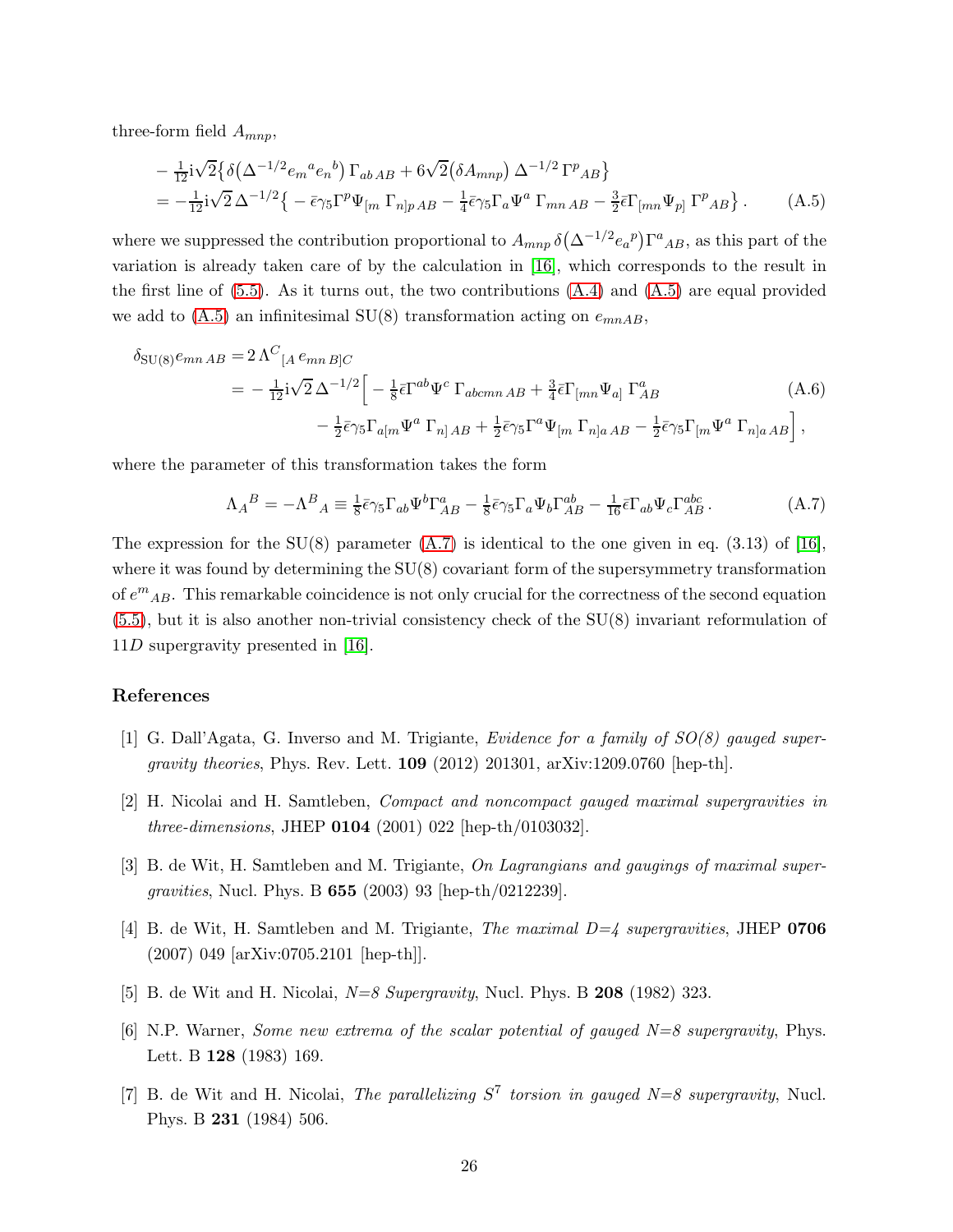three-form field $A_{mnp}$,

$$
\begin{aligned}
&-\tfrac{1}{12}\mathrm{i}\sqrt{2}\big\{\delta\big(\Delta^{-1/2}e_m{}^a e_n{}^b\big)\,\Gamma_{ab\,AB}+6\sqrt{2}\big(\delta A_{mnp}\big)\,\Delta^{-1/2}\,\Gamma^p{}_{AB}\big\}\\
&=-\tfrac{1}{12}\mathrm{i}\sqrt{2}\,\Delta^{-1/2}\big\{-\bar\epsilon\gamma_5\Gamma^p\Psi_{[m}\,\Gamma_{n]p\,AB}-\tfrac14\bar\epsilon\gamma_5\Gamma_a\Psi^a\,\Gamma_{mn\,AB}-\tfrac32\bar\epsilon\Gamma_{[mn}\Psi_{p]}\,\Gamma^p{}_{AB}\big\}\,. \qquad \text{(A.5)}
\end{aligned}
$$

where we suppressed the contribution proportional to $A_{mnp}\,\delta\big(\Delta^{-1/2}e_a{}^p\big)\Gamma^a{}_{AB}$, as this part of the variation is already taken care of by the calculation in [16], which corresponds to the result in the first line of (5.5). As it turns out, the two contributions (A.4) and (A.5) are equal provided we add to (A.5) an infinitesimal SU(8) transformation acting on $e_{mnAB}$,

$$
\begin{aligned}
\delta_{\mathrm{SU}(8)}e_{mn\,AB}&=2\,\Lambda^C{}_{[A}\,e_{mn\,B]C}\\
&=-\tfrac{1}{12}\mathrm{i}\sqrt{2}\,\Delta^{-1/2}\Big[-\tfrac18\bar\epsilon\Gamma^{ab}\Psi^c\,\Gamma_{abcmn\,AB}+\tfrac34\bar\epsilon\Gamma_{[mn}\Psi_{a]}\,\Gamma^a_{AB}\\
&\qquad-\tfrac12\bar\epsilon\gamma_5\Gamma_{a[m}\Psi^a\,\Gamma_{n]\,AB}+\tfrac12\bar\epsilon\gamma_5\Gamma^a\Psi_{[m}\,\Gamma_{n]a\,AB}-\tfrac12\bar\epsilon\gamma_5\Gamma_{[m}\Psi^a\,\Gamma_{n]a\,AB}\Big]\,, \qquad \text{(A.6)}
\end{aligned}
$$

where the parameter of this transformation takes the form

$$
\Lambda_A{}^B=-\Lambda^B{}_A\equiv\tfrac18\bar\epsilon\gamma_5\Gamma_{ab}\Psi^b\Gamma^a_{AB}-\tfrac18\bar\epsilon\gamma_5\Gamma_a\Psi_b\Gamma^{ab}_{AB}-\tfrac{1}{16}\bar\epsilon\Gamma_{ab}\Psi_c\Gamma^{abc}_{AB}\,. \qquad \text{(A.7)}
$$

The expression for the SU(8) parameter (A.7) is identical to the one given in eq. (3.13) of [16], where it was found by determining the SU(8) covariant form of the supersymmetry transformation of $e^m{}_{AB}$. This remarkable coincidence is not only crucial for the correctness of the second equation (5.5), but it is also another non-trivial consistency check of the SU(8) invariant reformulation of $11D$ supergravity presented in [16].

## References

[1] G. Dall'Agata, G. Inverso and M. Trigiante, *Evidence for a family of SO(8) gauged supergravity theories*, Phys. Rev. Lett. **109** (2012) 201301, arXiv:1209.0760 [hep-th].

[2] H. Nicolai and H. Samtleben, *Compact and noncompact gauged maximal supergravities in three-dimensions*, JHEP **0104** (2001) 022 [hep-th/0103032].

[3] B. de Wit, H. Samtleben and M. Trigiante, *On Lagrangians and gaugings of maximal supergravities*, Nucl. Phys. B **655** (2003) 93 [hep-th/0212239].

[4] B. de Wit, H. Samtleben and M. Trigiante, *The maximal D=4 supergravities*, JHEP **0706** (2007) 049 [arXiv:0705.2101 [hep-th]].

[5] B. de Wit and H. Nicolai, *N=8 Supergravity*, Nucl. Phys. B **208** (1982) 323.

[6] N.P. Warner, *Some new extrema of the scalar potential of gauged N=8 supergravity*, Phys. Lett. B **128** (1983) 169.

[7] B. de Wit and H. Nicolai, *The parallelizing $S^7$ torsion in gauged N=8 supergravity*, Nucl. Phys. B **231** (1984) 506.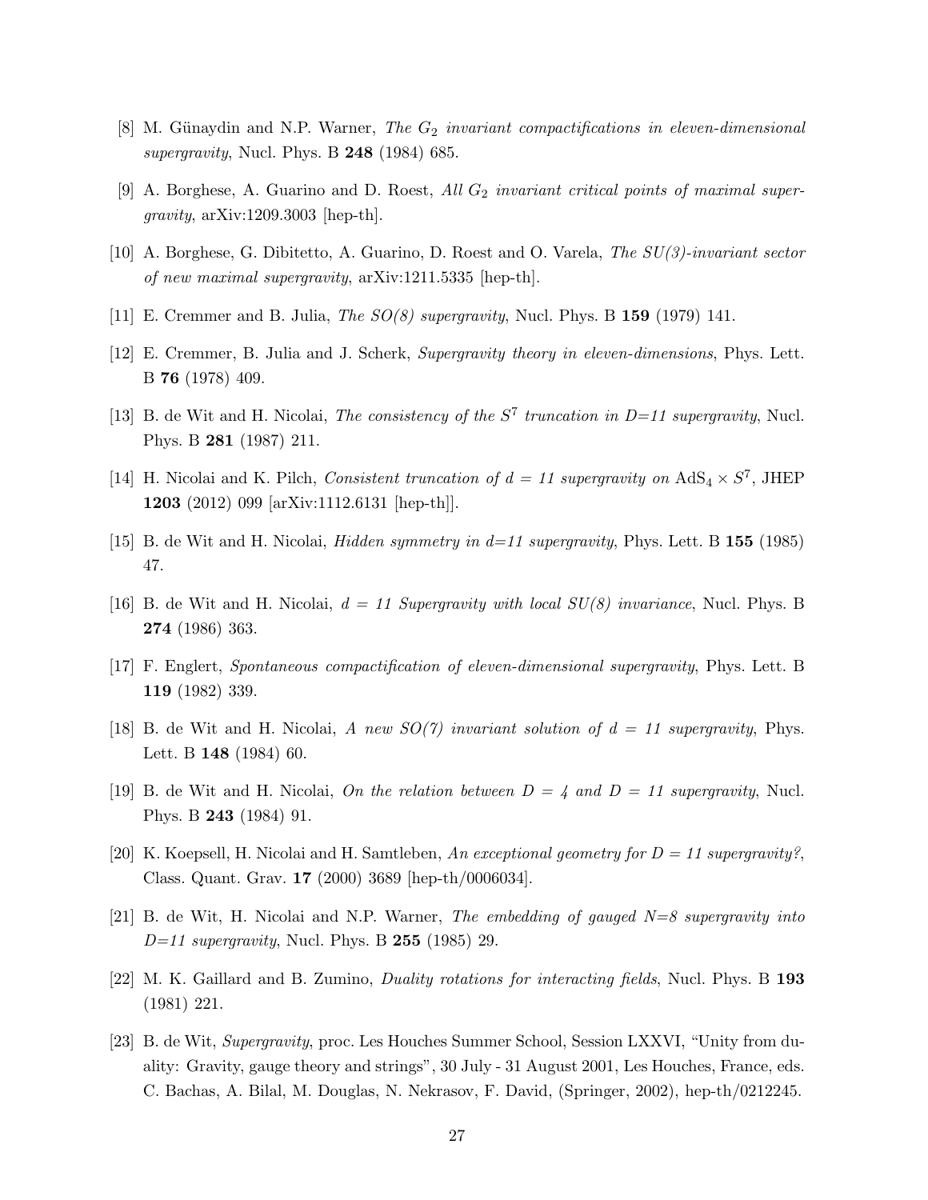[8] M. Günaydin and N.P. Warner, *The $G_2$ invariant compactifications in eleven-dimensional supergravity*, Nucl. Phys. B **248** (1984) 685.

[9] A. Borghese, A. Guarino and D. Roest, *All $G_2$ invariant critical points of maximal supergravity*, arXiv:1209.3003 [hep-th].

[10] A. Borghese, G. Dibitetto, A. Guarino, D. Roest and O. Varela, *The SU(3)-invariant sector of new maximal supergravity*, arXiv:1211.5335 [hep-th].

[11] E. Cremmer and B. Julia, *The SO(8) supergravity*, Nucl. Phys. B **159** (1979) 141.

[12] E. Cremmer, B. Julia and J. Scherk, *Supergravity theory in eleven-dimensions*, Phys. Lett. B **76** (1978) 409.

[13] B. de Wit and H. Nicolai, *The consistency of the $S^7$ truncation in D=11 supergravity*, Nucl. Phys. B **281** (1987) 211.

[14] H. Nicolai and K. Pilch, *Consistent truncation of $d = 11$ supergravity on $\mathrm{AdS}_4 \times S^7$*, JHEP **1203** (2012) 099 [arXiv:1112.6131 [hep-th]].

[15] B. de Wit and H. Nicolai, *Hidden symmetry in d=11 supergravity*, Phys. Lett. B **155** (1985) 47.

[16] B. de Wit and H. Nicolai, *$d = 11$ Supergravity with local SU(8) invariance*, Nucl. Phys. B **274** (1986) 363.

[17] F. Englert, *Spontaneous compactification of eleven-dimensional supergravity*, Phys. Lett. B **119** (1982) 339.

[18] B. de Wit and H. Nicolai, *A new SO(7) invariant solution of $d = 11$ supergravity*, Phys. Lett. B **148** (1984) 60.

[19] B. de Wit and H. Nicolai, *On the relation between $D = 4$ and $D = 11$ supergravity*, Nucl. Phys. B **243** (1984) 91.

[20] K. Koepsell, H. Nicolai and H. Samtleben, *An exceptional geometry for $D = 11$ supergravity?*, Class. Quant. Grav. **17** (2000) 3689 [hep-th/0006034].

[21] B. de Wit, H. Nicolai and N.P. Warner, *The embedding of gauged N=8 supergravity into D=11 supergravity*, Nucl. Phys. B **255** (1985) 29.

[22] M. K. Gaillard and B. Zumino, *Duality rotations for interacting fields*, Nucl. Phys. B **193** (1981) 221.

[23] B. de Wit, *Supergravity*, proc. Les Houches Summer School, Session LXXVI, "Unity from duality: Gravity, gauge theory and strings", 30 July - 31 August 2001, Les Houches, France, eds. C. Bachas, A. Bilal, M. Douglas, N. Nekrasov, F. David, (Springer, 2002), hep-th/0212245.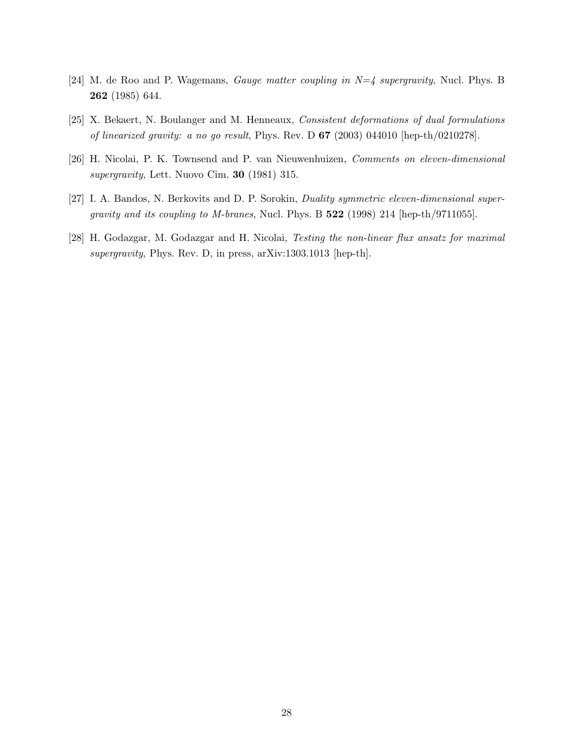[24] M. de Roo and P. Wagemans, *Gauge matter coupling in N=4 supergravity*, Nucl. Phys. B **262** (1985) 644.

[25] X. Bekaert, N. Boulanger and M. Henneaux, *Consistent deformations of dual formulations of linearized gravity: a no go result*, Phys. Rev. D **67** (2003) 044010 [hep-th/0210278].

[26] H. Nicolai, P. K. Townsend and P. van Nieuwenhuizen, *Comments on eleven-dimensional supergravity*, Lett. Nuovo Cim. **30** (1981) 315.

[27] I. A. Bandos, N. Berkovits and D. P. Sorokin, *Duality symmetric eleven-dimensional supergravity and its coupling to M-branes*, Nucl. Phys. B **522** (1998) 214 [hep-th/9711055].

[28] H. Godazgar, M. Godazgar and H. Nicolai, *Testing the non-linear flux ansatz for maximal supergravity*, Phys. Rev. D, in press, arXiv:1303.1013 [hep-th].